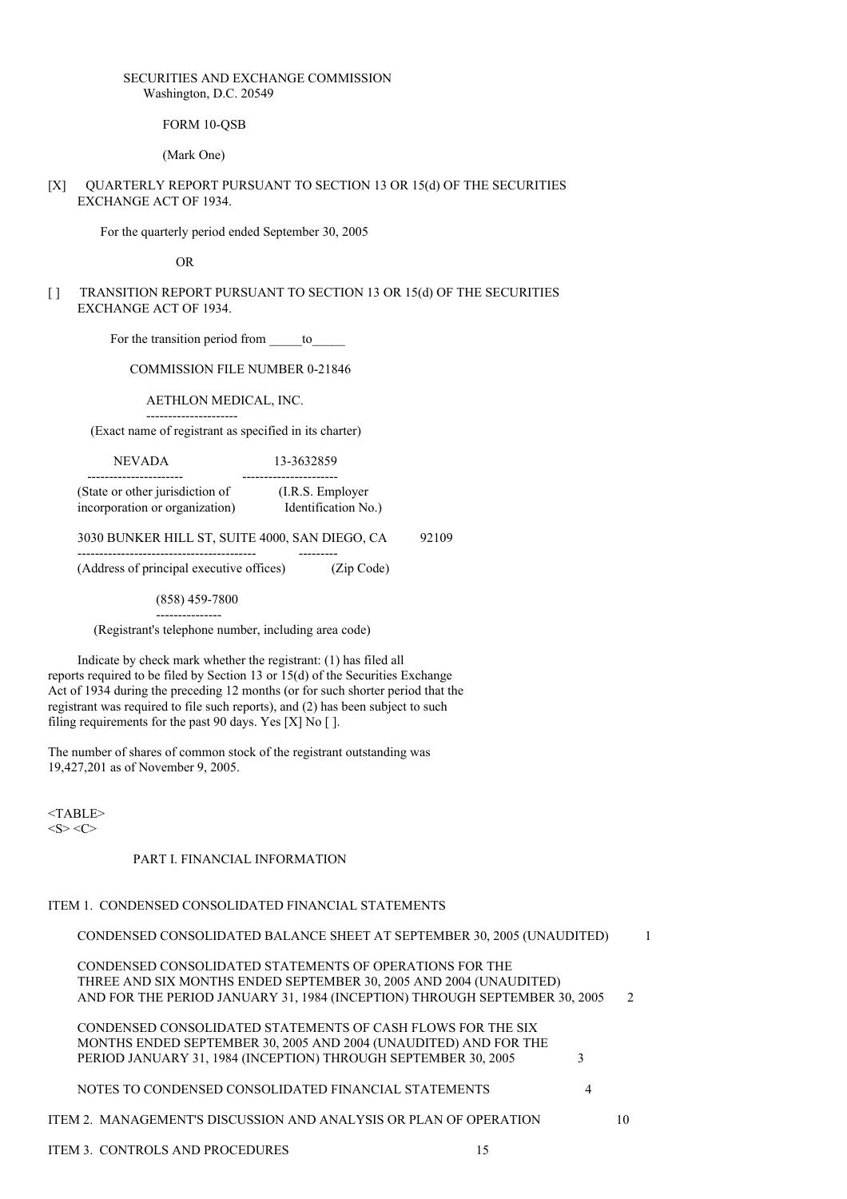SECURITIES AND EXCHANGE COMMISSION
Washington, D.C. 20549

FORM 10-QSB

(Mark One)

[X] QUARTERLY REPORT PURSUANT TO SECTION 13 OR 15(d) OF THE SECURITIES EXCHANGE ACT OF 1934.

For the quarterly period ended September 30, 2005

OR

[ ] TRANSITION REPORT PURSUANT TO SECTION 13 OR 15(d) OF THE SECURITIES EXCHANGE ACT OF 1934.

For the transition period from _____to_____

COMMISSION FILE NUMBER 0-21846

AETHLON MEDICAL, INC.

(Exact name of registrant as specified in its charter)

| NEVADA | 13-3632859 |
|---|---|
| (State or other jurisdiction of incorporation or organization) | (I.R.S. Employer Identification No.) |

| 3030 BUNKER HILL ST, SUITE 4000, SAN DIEGO, CA | 92109 |
|---|---|
| (Address of principal executive offices) | (Zip Code) |

(858) 459-7800

(Registrant's telephone number, including area code)

Indicate by check mark whether the registrant: (1) has filed all reports required to be filed by Section 13 or 15(d) of the Securities Exchange Act of 1934 during the preceding 12 months (or for such shorter period that the registrant was required to file such reports), and (2) has been subject to such filing requirements for the past 90 days. Yes [X] No [ ].

The number of shares of common stock of the registrant outstanding was 19,427,201 as of November 9, 2005.

PART I. FINANCIAL INFORMATION

| | |
|---|---|
| ITEM 1. CONDENSED CONSOLIDATED FINANCIAL STATEMENTS | |
| CONDENSED CONSOLIDATED BALANCE SHEET AT SEPTEMBER 30, 2005 (UNAUDITED) | 1 |
| CONDENSED CONSOLIDATED STATEMENTS OF OPERATIONS FOR THE THREE AND SIX MONTHS ENDED SEPTEMBER 30, 2005 AND 2004 (UNAUDITED) AND FOR THE PERIOD JANUARY 31, 1984 (INCEPTION) THROUGH SEPTEMBER 30, 2005 | 2 |
| CONDENSED CONSOLIDATED STATEMENTS OF CASH FLOWS FOR THE SIX MONTHS ENDED SEPTEMBER 30, 2005 AND 2004 (UNAUDITED) AND FOR THE PERIOD JANUARY 31, 1984 (INCEPTION) THROUGH SEPTEMBER 30, 2005 | 3 |
| NOTES TO CONDENSED CONSOLIDATED FINANCIAL STATEMENTS | 4 |
| ITEM 2. MANAGEMENT'S DISCUSSION AND ANALYSIS OR PLAN OF OPERATION | 10 |
| ITEM 3. CONTROLS AND PROCEDURES | 15 |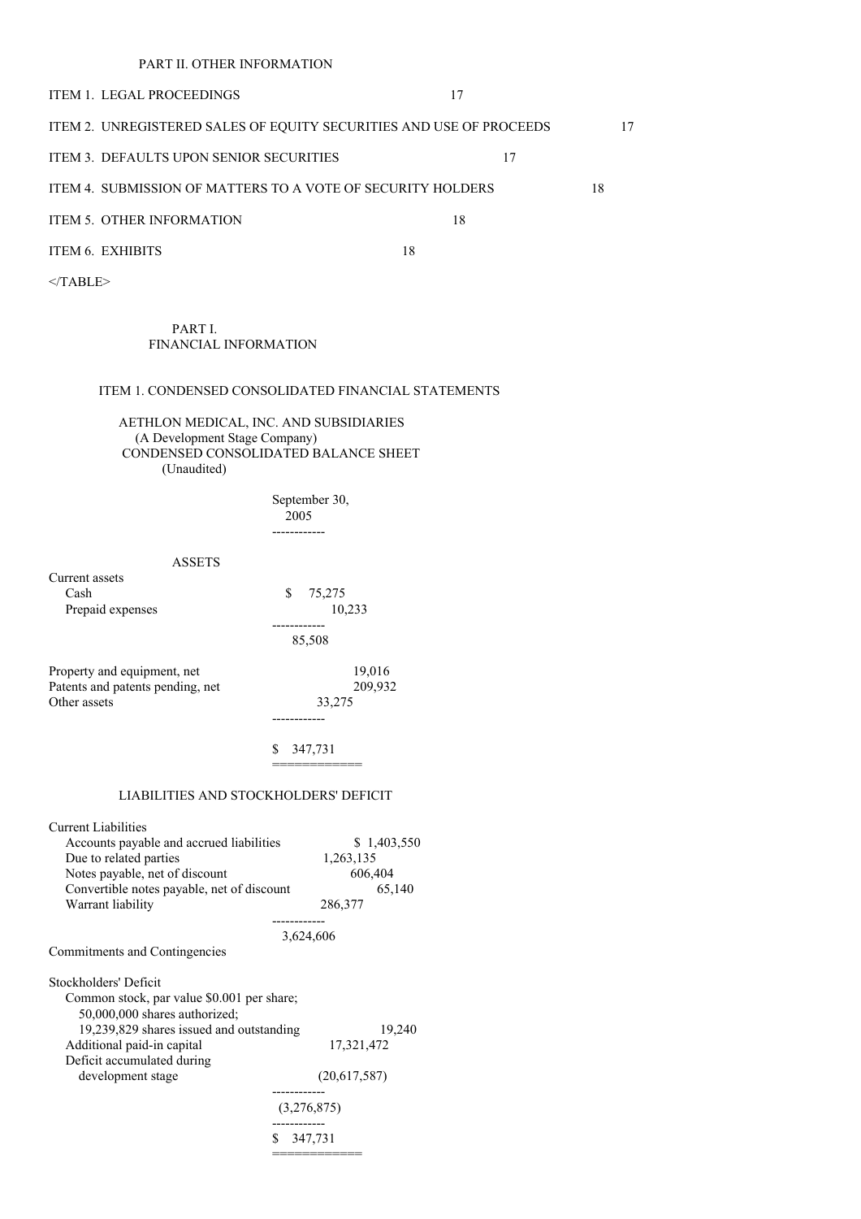PART II. OTHER INFORMATION

| | |
|---|---|
| ITEM 1. LEGAL PROCEEDINGS | 17 |
| ITEM 2. UNREGISTERED SALES OF EQUITY SECURITIES AND USE OF PROCEEDS | 17 |
| ITEM 3. DEFAULTS UPON SENIOR SECURITIES | 17 |
| ITEM 4. SUBMISSION OF MATTERS TO A VOTE OF SECURITY HOLDERS | 18 |
| ITEM 5. OTHER INFORMATION | 18 |
| ITEM 6. EXHIBITS | 18 |

</TABLE>

# PART I.
# FINANCIAL INFORMATION

## ITEM 1. CONDENSED CONSOLIDATED FINANCIAL STATEMENTS

AETHLON MEDICAL, INC. AND SUBSIDIARIES
(A Development Stage Company)
CONDENSED CONSOLIDATED BALANCE SHEET
(Unaudited)

| | September 30, 2005 |
|---|---|
| **ASSETS** | |
| Current assets | |
| Cash | $ 75,275 |
| Prepaid expenses | 10,233 |
| | 85,508 |
| Property and equipment, net | 19,016 |
| Patents and patents pending, net | 209,932 |
| Other assets | 33,275 |
| | $ 347,731 |
| **LIABILITIES AND STOCKHOLDERS' DEFICIT** | |
| Current Liabilities | |
| Accounts payable and accrued liabilities | $ 1,403,550 |
| Due to related parties | 1,263,135 |
| Notes payable, net of discount | 606,404 |
| Convertible notes payable, net of discount | 65,140 |
| Warrant liability | 286,377 |
| | 3,624,606 |
| Commitments and Contingencies | |
| Stockholders' Deficit | |
| Common stock, par value $0.001 per share; 50,000,000 shares authorized; 19,239,829 shares issued and outstanding | 19,240 |
| Additional paid-in capital | 17,321,472 |
| Deficit accumulated during development stage | (20,617,587) |
| | (3,276,875) |
| | $ 347,731 |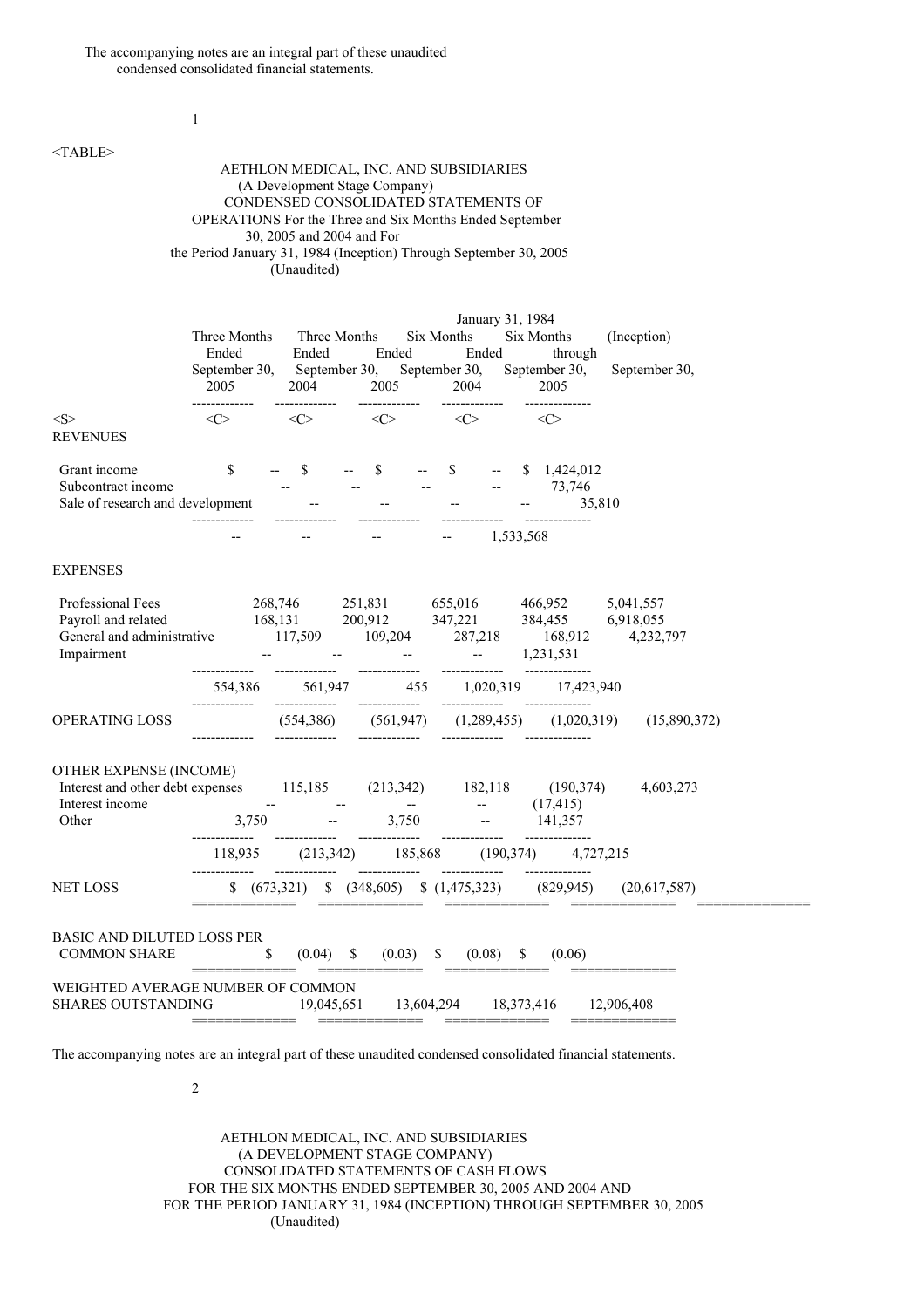The accompanying notes are an integral part of these unaudited condensed consolidated financial statements.

# AETHLON MEDICAL, INC. AND SUBSIDIARIES
## (A Development Stage Company)
## CONDENSED CONSOLIDATED STATEMENTS OF OPERATIONS For the Three and Six Months Ended September 30, 2005 and 2004 and For the Period January 31, 1984 (Inception) Through September 30, 2005
(Unaudited)

| | Three Months Ended September 30, 2005 | Three Months Ended September 30, 2004 | Six Months Ended September 30, 2005 | Six Months Ended September 30, 2004 | January 31, 1984 (Inception) through September 30, 2005 |
|---|---|---|---|---|---|
| **REVENUES** | | | | | |
| Grant income | $ -- | $ -- | $ -- | $ -- | $ 1,424,012 |
| Subcontract income | -- | -- | -- | -- | 73,746 |
| Sale of research and development | -- | -- | -- | -- | 35,810 |
| | -- | -- | -- | -- | 1,533,568 |
| **EXPENSES** | | | | | |
| Professional Fees | 268,746 | 251,831 | 655,016 | 466,952 | 5,041,557 |
| Payroll and related | 168,131 | 200,912 | 347,221 | 384,455 | 6,918,055 |
| General and administrative | 117,509 | 109,204 | 287,218 | 168,912 | 4,232,797 |
| Impairment | -- | -- | -- | -- | 1,231,531 |
| | 554,386 | 561,947 | 455 | 1,020,319 | 17,423,940 |
| OPERATING LOSS | (554,386) | (561,947) | (1,289,455) | (1,020,319) | (15,890,372) |
| OTHER EXPENSE (INCOME) | | | | | |
| Interest and other debt expenses | 115,185 | (213,342) | 182,118 | (190,374) | 4,603,273 |
| Interest income | -- | -- | -- | -- | (17,415) |
| Other | 3,750 | -- | 3,750 | -- | 141,357 |
| | 118,935 | (213,342) | 185,868 | (190,374) | 4,727,215 |
| NET LOSS | $ (673,321) | $ (348,605) | $ (1,475,323) | (829,945) | (20,617,587) |
| BASIC AND DILUTED LOSS PER COMMON SHARE | $ (0.04) | $ (0.03) | $ (0.08) | $ (0.06) | |
| WEIGHTED AVERAGE NUMBER OF COMMON SHARES OUTSTANDING | 19,045,651 | 13,604,294 | 18,373,416 | 12,906,408 | |

The accompanying notes are an integral part of these unaudited condensed consolidated financial statements.

# AETHLON MEDICAL, INC. AND SUBSIDIARIES
## (A DEVELOPMENT STAGE COMPANY)
## CONSOLIDATED STATEMENTS OF CASH FLOWS
## FOR THE SIX MONTHS ENDED SEPTEMBER 30, 2005 AND 2004 AND FOR THE PERIOD JANUARY 31, 1984 (INCEPTION) THROUGH SEPTEMBER 30, 2005
(Unaudited)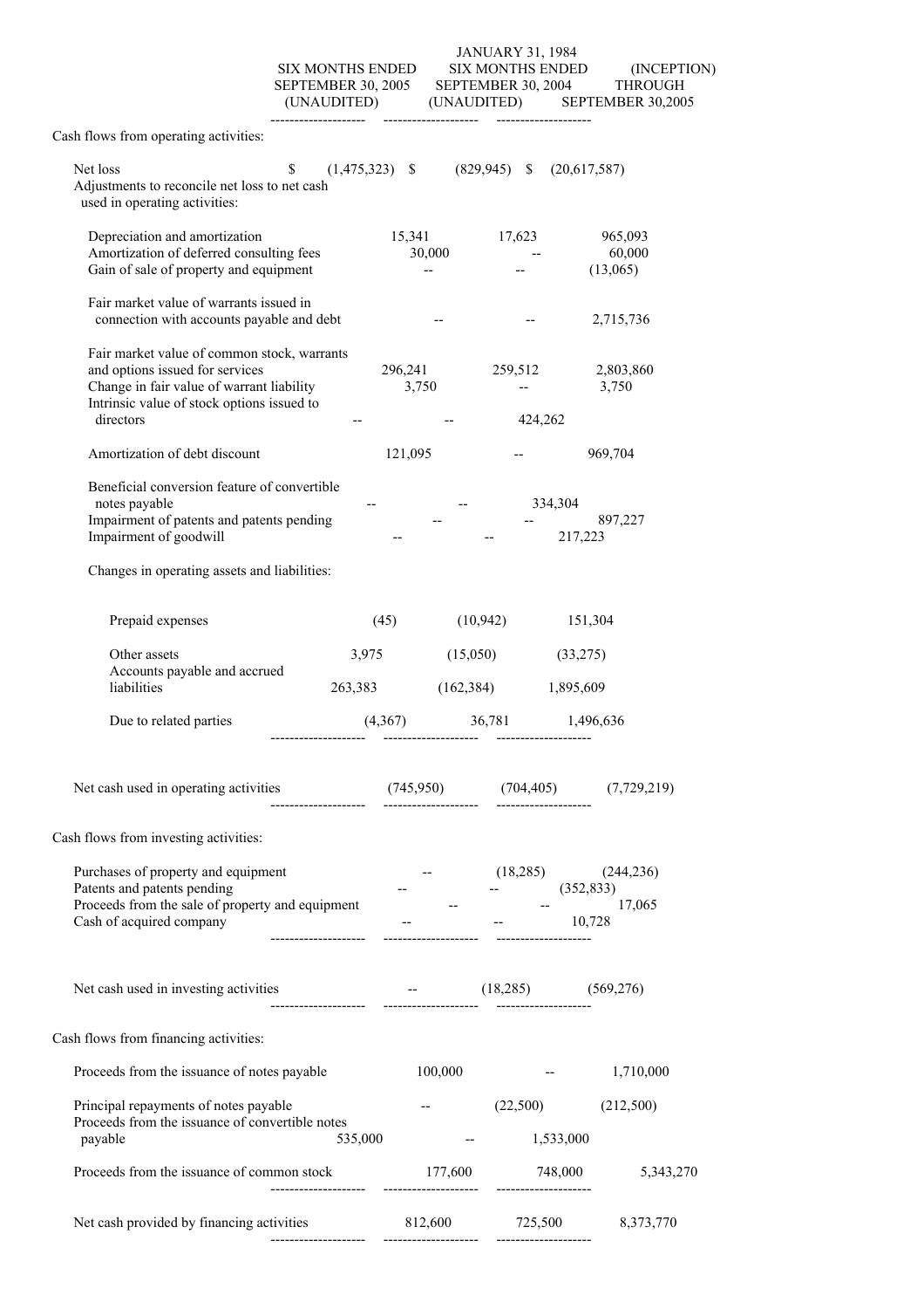| | SIX MONTHS ENDED SEPTEMBER 30, 2005 (UNAUDITED) | SIX MONTHS ENDED SEPTEMBER 30, 2004 (UNAUDITED) | JANUARY 31, 1984 (INCEPTION) THROUGH SEPTEMBER 30,2005 |
|---|---|---|---|
| Cash flows from operating activities: | | | |
| Net loss | $ (1,475,323) | $ (829,945) | $ (20,617,587) |
| Adjustments to reconcile net loss to net cash used in operating activities: | | | |
| Depreciation and amortization | 15,341 | 17,623 | 965,093 |
| Amortization of deferred consulting fees | 30,000 | -- | 60,000 |
| Gain of sale of property and equipment | -- | -- | (13,065) |
| Fair market value of warrants issued in connection with accounts payable and debt | -- | -- | 2,715,736 |
| Fair market value of common stock, warrants and options issued for services | 296,241 | 259,512 | 2,803,860 |
| Change in fair value of warrant liability | 3,750 | -- | 3,750 |
| Intrinsic value of stock options issued to directors | -- | -- | 424,262 |
| Amortization of debt discount | 121,095 | -- | 969,704 |
| Beneficial conversion feature of convertible notes payable | -- | -- | 334,304 |
| Impairment of patents and patents pending | -- | -- | 897,227 |
| Impairment of goodwill | -- | -- | 217,223 |
| Changes in operating assets and liabilities: | | | |
| Prepaid expenses | (45) | (10,942) | 151,304 |
| Other assets | 3,975 | (15,050) | (33,275) |
| Accounts payable and accrued liabilities | 263,383 | (162,384) | 1,895,609 |
| Due to related parties | (4,367) | 36,781 | 1,496,636 |
| Net cash used in operating activities | (745,950) | (704,405) | (7,729,219) |
| Cash flows from investing activities: | | | |
| Purchases of property and equipment | -- | (18,285) | (244,236) |
| Patents and patents pending | -- | -- | (352,833) |
| Proceeds from the sale of property and equipment | -- | -- | 17,065 |
| Cash of acquired company | -- | -- | 10,728 |
| Net cash used in investing activities | -- | (18,285) | (569,276) |
| Cash flows from financing activities: | | | |
| Proceeds from the issuance of notes payable | 100,000 | -- | 1,710,000 |
| Principal repayments of notes payable | -- | (22,500) | (212,500) |
| Proceeds from the issuance of convertible notes payable | 535,000 | -- | 1,533,000 |
| Proceeds from the issuance of common stock | 177,600 | 748,000 | 5,343,270 |
| Net cash provided by financing activities | 812,600 | 725,500 | 8,373,770 |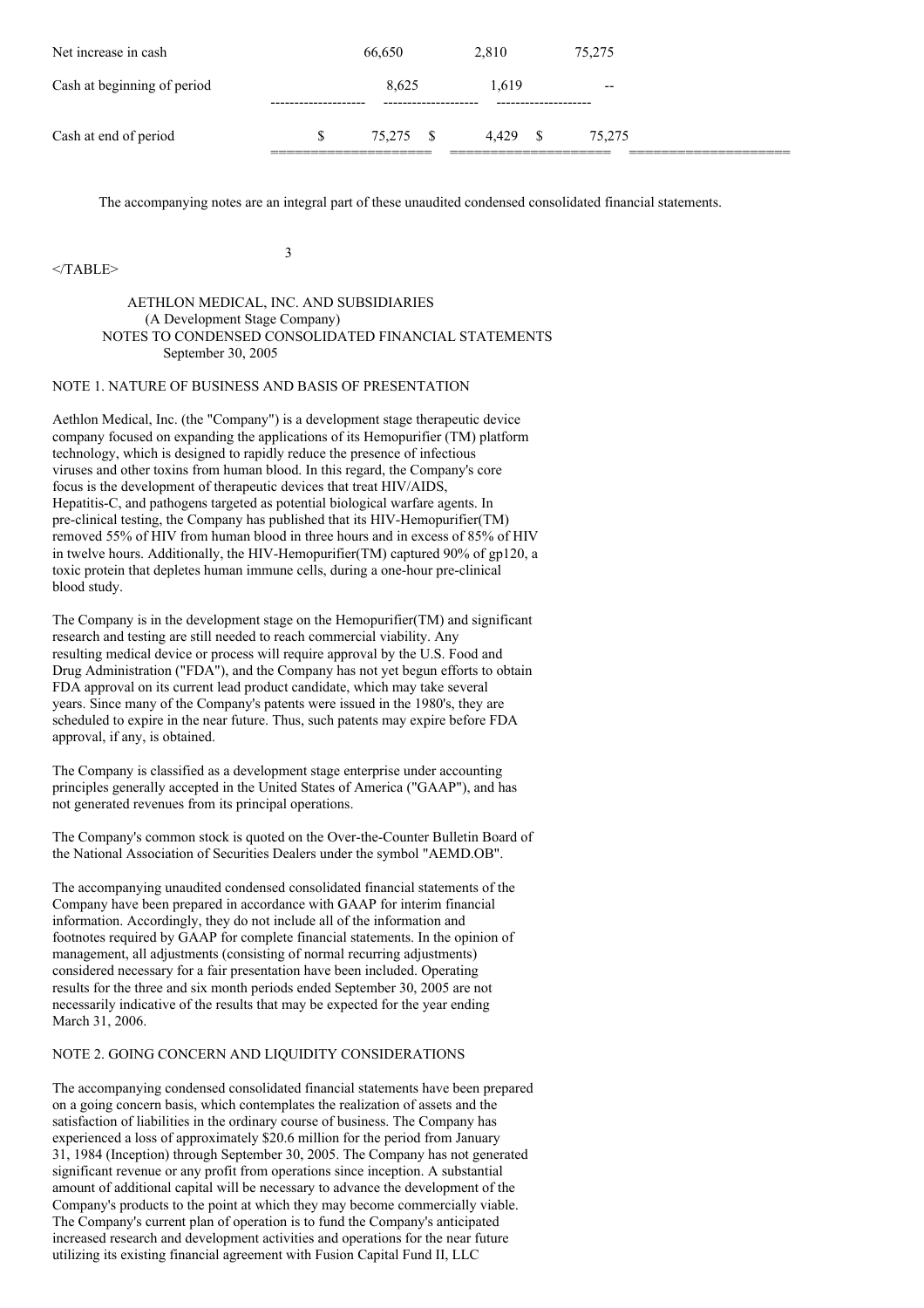| | | | |
|---|---|---|---|
| Net increase in cash | 66,650 | 2,810 | 75,275 |
| Cash at beginning of period | 8,625 | 1,619 | -- |
| Cash at end of period | $ 75,275 | $ 4,429 | $ 75,275 |

The accompanying notes are an integral part of these unaudited condensed consolidated financial statements.

AETHLON MEDICAL, INC. AND SUBSIDIARIES
(A Development Stage Company)
NOTES TO CONDENSED CONSOLIDATED FINANCIAL STATEMENTS
September 30, 2005

## NOTE 1. NATURE OF BUSINESS AND BASIS OF PRESENTATION

Aethlon Medical, Inc. (the "Company") is a development stage therapeutic device company focused on expanding the applications of its Hemopurifier (TM) platform technology, which is designed to rapidly reduce the presence of infectious viruses and other toxins from human blood. In this regard, the Company's core focus is the development of therapeutic devices that treat HIV/AIDS, Hepatitis-C, and pathogens targeted as potential biological warfare agents. In pre-clinical testing, the Company has published that its HIV-Hemopurifier(TM) removed 55% of HIV from human blood in three hours and in excess of 85% of HIV in twelve hours. Additionally, the HIV-Hemopurifier(TM) captured 90% of gp120, a toxic protein that depletes human immune cells, during a one-hour pre-clinical blood study.

The Company is in the development stage on the Hemopurifier(TM) and significant research and testing are still needed to reach commercial viability. Any resulting medical device or process will require approval by the U.S. Food and Drug Administration ("FDA"), and the Company has not yet begun efforts to obtain FDA approval on its current lead product candidate, which may take several years. Since many of the Company's patents were issued in the 1980's, they are scheduled to expire in the near future. Thus, such patents may expire before FDA approval, if any, is obtained.

The Company is classified as a development stage enterprise under accounting principles generally accepted in the United States of America ("GAAP"), and has not generated revenues from its principal operations.

The Company's common stock is quoted on the Over-the-Counter Bulletin Board of the National Association of Securities Dealers under the symbol "AEMD.OB".

The accompanying unaudited condensed consolidated financial statements of the Company have been prepared in accordance with GAAP for interim financial information. Accordingly, they do not include all of the information and footnotes required by GAAP for complete financial statements. In the opinion of management, all adjustments (consisting of normal recurring adjustments) considered necessary for a fair presentation have been included. Operating results for the three and six month periods ended September 30, 2005 are not necessarily indicative of the results that may be expected for the year ending March 31, 2006.

## NOTE 2. GOING CONCERN AND LIQUIDITY CONSIDERATIONS

The accompanying condensed consolidated financial statements have been prepared on a going concern basis, which contemplates the realization of assets and the satisfaction of liabilities in the ordinary course of business. The Company has experienced a loss of approximately $20.6 million for the period from January 31, 1984 (Inception) through September 30, 2005. The Company has not generated significant revenue or any profit from operations since inception. A substantial amount of additional capital will be necessary to advance the development of the Company's products to the point at which they may become commercially viable. The Company's current plan of operation is to fund the Company's anticipated increased research and development activities and operations for the near future utilizing its existing financial agreement with Fusion Capital Fund II, LLC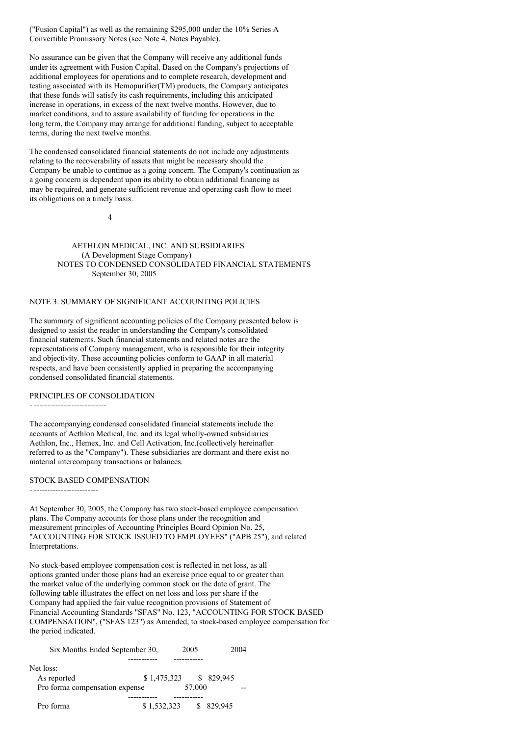("Fusion Capital") as well as the remaining $295,000 under the 10% Series A Convertible Promissory Notes (see Note 4, Notes Payable).

No assurance can be given that the Company will receive any additional funds under its agreement with Fusion Capital. Based on the Company's projections of additional employees for operations and to complete research, development and testing associated with its Hemopurifier(TM) products, the Company anticipates that these funds will satisfy its cash requirements, including this anticipated increase in operations, in excess of the next twelve months. However, due to market conditions, and to assure availability of funding for operations in the long term, the Company may arrange for additional funding, subject to acceptable terms, during the next twelve months.

The condensed consolidated financial statements do not include any adjustments relating to the recoverability of assets that might be necessary should the Company be unable to continue as a going concern. The Company's continuation as a going concern is dependent upon its ability to obtain additional financing as may be required, and generate sufficient revenue and operating cash flow to meet its obligations on a timely basis.

AETHLON MEDICAL, INC. AND SUBSIDIARIES
(A Development Stage Company)
NOTES TO CONDENSED CONSOLIDATED FINANCIAL STATEMENTS
September 30, 2005

## NOTE 3. SUMMARY OF SIGNIFICANT ACCOUNTING POLICIES

The summary of significant accounting policies of the Company presented below is designed to assist the reader in understanding the Company's consolidated financial statements. Such financial statements and related notes are the representations of Company management, who is responsible for their integrity and objectivity. These accounting policies conform to GAAP in all material respects, and have been consistently applied in preparing the accompanying condensed consolidated financial statements.

### PRINCIPLES OF CONSOLIDATION

The accompanying condensed consolidated financial statements include the accounts of Aethlon Medical, Inc. and its legal wholly-owned subsidiaries Aethlon, Inc., Hemex, Inc. and Cell Activation, Inc.(collectively hereinafter referred to as the "Company"). These subsidiaries are dormant and there exist no material intercompany transactions or balances.

### STOCK BASED COMPENSATION

At September 30, 2005, the Company has two stock-based employee compensation plans. The Company accounts for those plans under the recognition and measurement principles of Accounting Principles Board Opinion No. 25, "ACCOUNTING FOR STOCK ISSUED TO EMPLOYEES" ("APB 25"), and related Interpretations.

No stock-based employee compensation cost is reflected in net loss, as all options granted under those plans had an exercise price equal to or greater than the market value of the underlying common stock on the date of grant. The following table illustrates the effect on net loss and loss per share if the Company had applied the fair value recognition provisions of Statement of Financial Accounting Standards "SFAS" No. 123, "ACCOUNTING FOR STOCK BASED COMPENSATION", ("SFAS 123") as Amended, to stock-based employee compensation for the period indicated.

| Six Months Ended September 30, | 2005 | 2004 |
|---|---|---|
| Net loss: | | |
| As reported | $ 1,475,323 | $ 829,945 |
| Pro forma compensation expense | 57,000 | -- |
| Pro forma | $ 1,532,323 | $ 829,945 |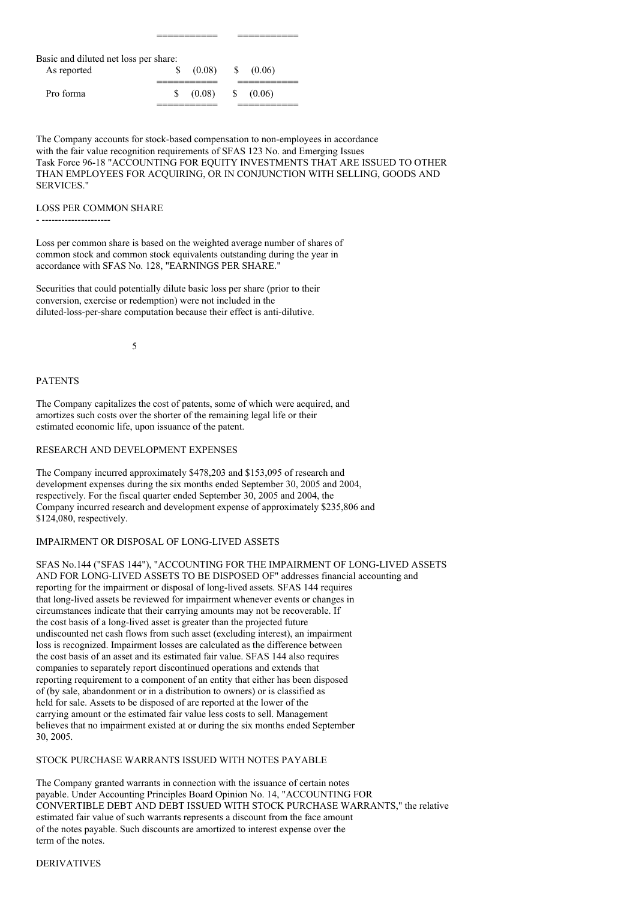| | | |
|---|---|---|
| Basic and diluted net loss per share: | | |
| As reported | $ (0.08) | $ (0.06) |
| Pro forma | $ (0.08) | $ (0.06) |

The Company accounts for stock-based compensation to non-employees in accordance with the fair value recognition requirements of SFAS 123 No. and Emerging Issues Task Force 96-18 "ACCOUNTING FOR EQUITY INVESTMENTS THAT ARE ISSUED TO OTHER THAN EMPLOYEES FOR ACQUIRING, OR IN CONJUNCTION WITH SELLING, GOODS AND SERVICES."

LOSS PER COMMON SHARE

Loss per common share is based on the weighted average number of shares of common stock and common stock equivalents outstanding during the year in accordance with SFAS No. 128, "EARNINGS PER SHARE."

Securities that could potentially dilute basic loss per share (prior to their conversion, exercise or redemption) were not included in the diluted-loss-per-share computation because their effect is anti-dilutive.

PATENTS

The Company capitalizes the cost of patents, some of which were acquired, and amortizes such costs over the shorter of the remaining legal life or their estimated economic life, upon issuance of the patent.

RESEARCH AND DEVELOPMENT EXPENSES

The Company incurred approximately $478,203 and $153,095 of research and development expenses during the six months ended September 30, 2005 and 2004, respectively. For the fiscal quarter ended September 30, 2005 and 2004, the Company incurred research and development expense of approximately $235,806 and $124,080, respectively.

IMPAIRMENT OR DISPOSAL OF LONG-LIVED ASSETS

SFAS No.144 ("SFAS 144"), "ACCOUNTING FOR THE IMPAIRMENT OF LONG-LIVED ASSETS AND FOR LONG-LIVED ASSETS TO BE DISPOSED OF" addresses financial accounting and reporting for the impairment or disposal of long-lived assets. SFAS 144 requires that long-lived assets be reviewed for impairment whenever events or changes in circumstances indicate that their carrying amounts may not be recoverable. If the cost basis of a long-lived asset is greater than the projected future undiscounted net cash flows from such asset (excluding interest), an impairment loss is recognized. Impairment losses are calculated as the difference between the cost basis of an asset and its estimated fair value. SFAS 144 also requires companies to separately report discontinued operations and extends that reporting requirement to a component of an entity that either has been disposed of (by sale, abandonment or in a distribution to owners) or is classified as held for sale. Assets to be disposed of are reported at the lower of the carrying amount or the estimated fair value less costs to sell. Management believes that no impairment existed at or during the six months ended September 30, 2005.

STOCK PURCHASE WARRANTS ISSUED WITH NOTES PAYABLE

The Company granted warrants in connection with the issuance of certain notes payable. Under Accounting Principles Board Opinion No. 14, "ACCOUNTING FOR CONVERTIBLE DEBT AND DEBT ISSUED WITH STOCK PURCHASE WARRANTS," the relative estimated fair value of such warrants represents a discount from the face amount of the notes payable. Such discounts are amortized to interest expense over the term of the notes.

DERIVATIVES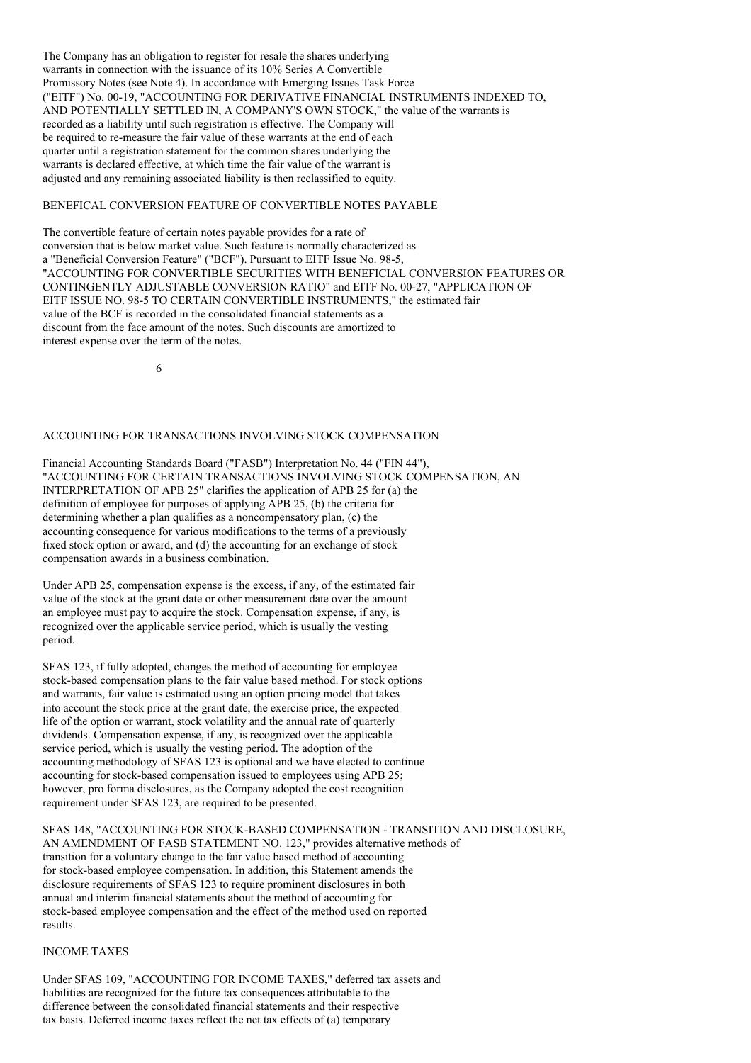The Company has an obligation to register for resale the shares underlying warrants in connection with the issuance of its 10% Series A Convertible Promissory Notes (see Note 4). In accordance with Emerging Issues Task Force ("EITF") No. 00-19, "ACCOUNTING FOR DERIVATIVE FINANCIAL INSTRUMENTS INDEXED TO, AND POTENTIALLY SETTLED IN, A COMPANY'S OWN STOCK," the value of the warrants is recorded as a liability until such registration is effective. The Company will be required to re-measure the fair value of these warrants at the end of each quarter until a registration statement for the common shares underlying the warrants is declared effective, at which time the fair value of the warrant is adjusted and any remaining associated liability is then reclassified to equity.

BENEFICAL CONVERSION FEATURE OF CONVERTIBLE NOTES PAYABLE

The convertible feature of certain notes payable provides for a rate of conversion that is below market value. Such feature is normally characterized as a "Beneficial Conversion Feature" ("BCF"). Pursuant to EITF Issue No. 98-5, "ACCOUNTING FOR CONVERTIBLE SECURITIES WITH BENEFICIAL CONVERSION FEATURES OR CONTINGENTLY ADJUSTABLE CONVERSION RATIO" and EITF No. 00-27, "APPLICATION OF EITF ISSUE NO. 98-5 TO CERTAIN CONVERTIBLE INSTRUMENTS," the estimated fair value of the BCF is recorded in the consolidated financial statements as a discount from the face amount of the notes. Such discounts are amortized to interest expense over the term of the notes.

ACCOUNTING FOR TRANSACTIONS INVOLVING STOCK COMPENSATION

Financial Accounting Standards Board ("FASB") Interpretation No. 44 ("FIN 44"), "ACCOUNTING FOR CERTAIN TRANSACTIONS INVOLVING STOCK COMPENSATION, AN INTERPRETATION OF APB 25" clarifies the application of APB 25 for (a) the definition of employee for purposes of applying APB 25, (b) the criteria for determining whether a plan qualifies as a noncompensatory plan, (c) the accounting consequence for various modifications to the terms of a previously fixed stock option or award, and (d) the accounting for an exchange of stock compensation awards in a business combination.

Under APB 25, compensation expense is the excess, if any, of the estimated fair value of the stock at the grant date or other measurement date over the amount an employee must pay to acquire the stock. Compensation expense, if any, is recognized over the applicable service period, which is usually the vesting period.

SFAS 123, if fully adopted, changes the method of accounting for employee stock-based compensation plans to the fair value based method. For stock options and warrants, fair value is estimated using an option pricing model that takes into account the stock price at the grant date, the exercise price, the expected life of the option or warrant, stock volatility and the annual rate of quarterly dividends. Compensation expense, if any, is recognized over the applicable service period, which is usually the vesting period. The adoption of the accounting methodology of SFAS 123 is optional and we have elected to continue accounting for stock-based compensation issued to employees using APB 25; however, pro forma disclosures, as the Company adopted the cost recognition requirement under SFAS 123, are required to be presented.

SFAS 148, "ACCOUNTING FOR STOCK-BASED COMPENSATION - TRANSITION AND DISCLOSURE, AN AMENDMENT OF FASB STATEMENT NO. 123," provides alternative methods of transition for a voluntary change to the fair value based method of accounting for stock-based employee compensation. In addition, this Statement amends the disclosure requirements of SFAS 123 to require prominent disclosures in both annual and interim financial statements about the method of accounting for stock-based employee compensation and the effect of the method used on reported results.

INCOME TAXES

Under SFAS 109, "ACCOUNTING FOR INCOME TAXES," deferred tax assets and liabilities are recognized for the future tax consequences attributable to the difference between the consolidated financial statements and their respective tax basis. Deferred income taxes reflect the net tax effects of (a) temporary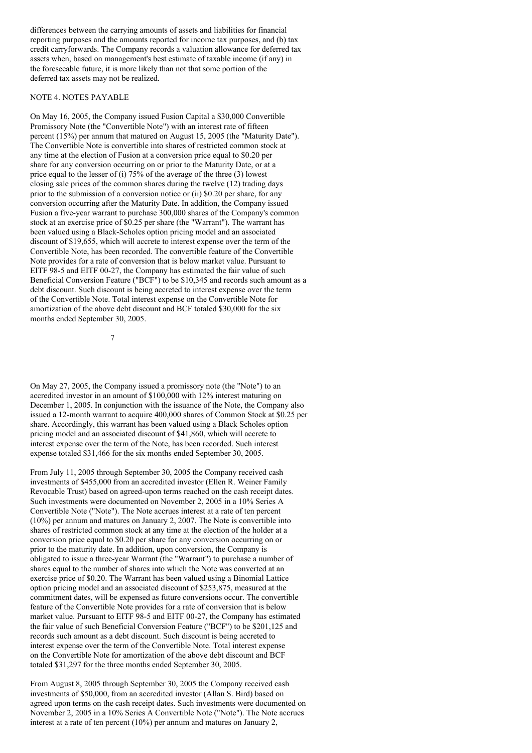differences between the carrying amounts of assets and liabilities for financial reporting purposes and the amounts reported for income tax purposes, and (b) tax credit carryforwards. The Company records a valuation allowance for deferred tax assets when, based on management's best estimate of taxable income (if any) in the foreseeable future, it is more likely than not that some portion of the deferred tax assets may not be realized.

## NOTE 4. NOTES PAYABLE

On May 16, 2005, the Company issued Fusion Capital a $30,000 Convertible Promissory Note (the "Convertible Note") with an interest rate of fifteen percent (15%) per annum that matured on August 15, 2005 (the "Maturity Date"). The Convertible Note is convertible into shares of restricted common stock at any time at the election of Fusion at a conversion price equal to $0.20 per share for any conversion occurring on or prior to the Maturity Date, or at a price equal to the lesser of (i) 75% of the average of the three (3) lowest closing sale prices of the common shares during the twelve (12) trading days prior to the submission of a conversion notice or (ii) $0.20 per share, for any conversion occurring after the Maturity Date. In addition, the Company issued Fusion a five-year warrant to purchase 300,000 shares of the Company's common stock at an exercise price of $0.25 per share (the "Warrant"). The warrant has been valued using a Black-Scholes option pricing model and an associated discount of $19,655, which will accrete to interest expense over the term of the Convertible Note, has been recorded. The convertible feature of the Convertible Note provides for a rate of conversion that is below market value. Pursuant to EITF 98-5 and EITF 00-27, the Company has estimated the fair value of such Beneficial Conversion Feature ("BCF") to be $10,345 and records such amount as a debt discount. Such discount is being accreted to interest expense over the term of the Convertible Note. Total interest expense on the Convertible Note for amortization of the above debt discount and BCF totaled $30,000 for the six months ended September 30, 2005.

On May 27, 2005, the Company issued a promissory note (the "Note") to an accredited investor in an amount of $100,000 with 12% interest maturing on December 1, 2005. In conjunction with the issuance of the Note, the Company also issued a 12-month warrant to acquire 400,000 shares of Common Stock at $0.25 per share. Accordingly, this warrant has been valued using a Black Scholes option pricing model and an associated discount of $41,860, which will accrete to interest expense over the term of the Note, has been recorded. Such interest expense totaled $31,466 for the six months ended September 30, 2005.

From July 11, 2005 through September 30, 2005 the Company received cash investments of $455,000 from an accredited investor (Ellen R. Weiner Family Revocable Trust) based on agreed-upon terms reached on the cash receipt dates. Such investments were documented on November 2, 2005 in a 10% Series A Convertible Note ("Note"). The Note accrues interest at a rate of ten percent (10%) per annum and matures on January 2, 2007. The Note is convertible into shares of restricted common stock at any time at the election of the holder at a conversion price equal to $0.20 per share for any conversion occurring on or prior to the maturity date. In addition, upon conversion, the Company is obligated to issue a three-year Warrant (the "Warrant") to purchase a number of shares equal to the number of shares into which the Note was converted at an exercise price of $0.20. The Warrant has been valued using a Binomial Lattice option pricing model and an associated discount of $253,875, measured at the commitment dates, will be expensed as future conversions occur. The convertible feature of the Convertible Note provides for a rate of conversion that is below market value. Pursuant to EITF 98-5 and EITF 00-27, the Company has estimated the fair value of such Beneficial Conversion Feature ("BCF") to be $201,125 and records such amount as a debt discount. Such discount is being accreted to interest expense over the term of the Convertible Note. Total interest expense on the Convertible Note for amortization of the above debt discount and BCF totaled $31,297 for the three months ended September 30, 2005.

From August 8, 2005 through September 30, 2005 the Company received cash investments of $50,000, from an accredited investor (Allan S. Bird) based on agreed upon terms on the cash receipt dates. Such investments were documented on November 2, 2005 in a 10% Series A Convertible Note ("Note"). The Note accrues interest at a rate of ten percent (10%) per annum and matures on January 2,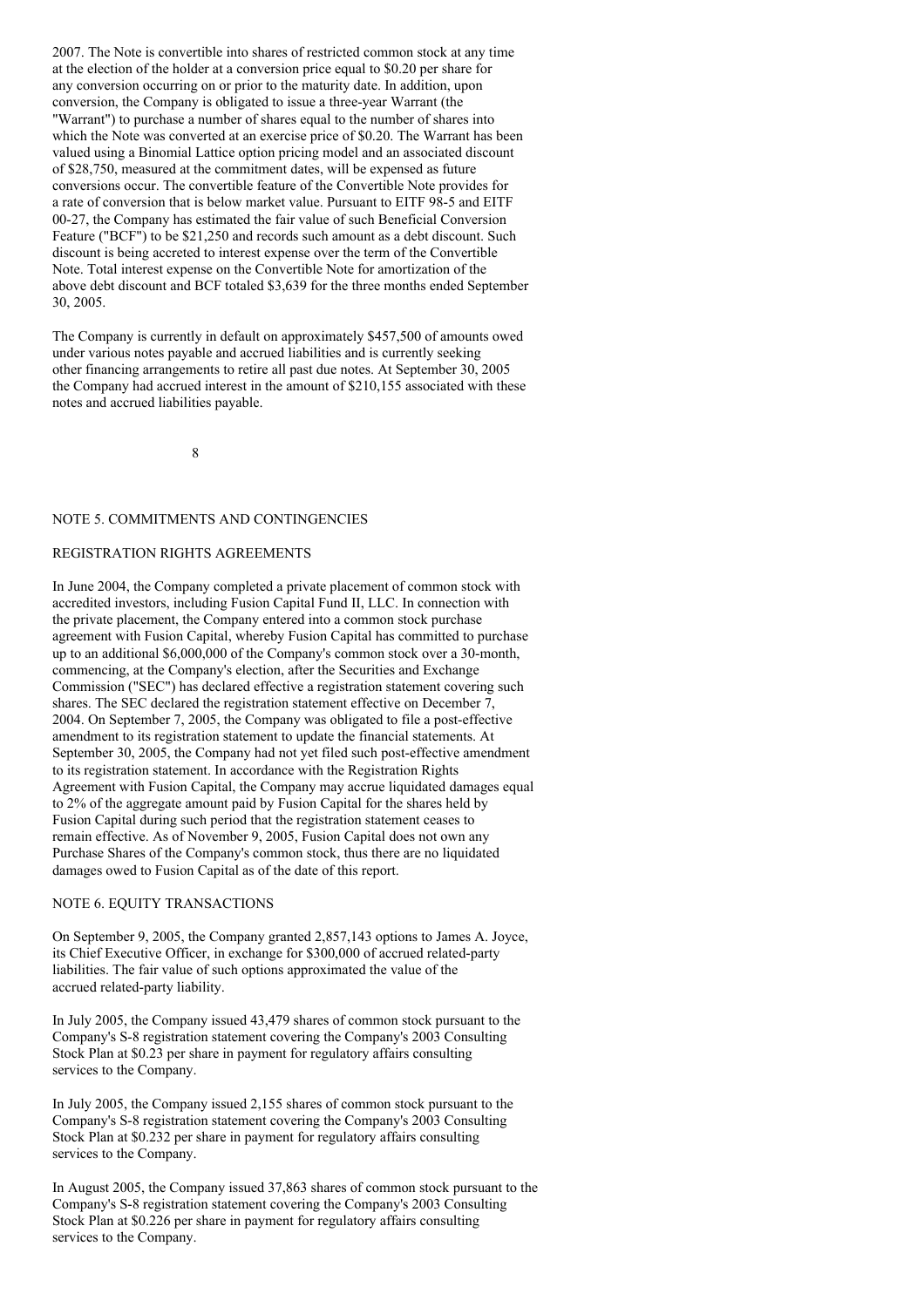2007. The Note is convertible into shares of restricted common stock at any time at the election of the holder at a conversion price equal to $0.20 per share for any conversion occurring on or prior to the maturity date. In addition, upon conversion, the Company is obligated to issue a three-year Warrant (the "Warrant") to purchase a number of shares equal to the number of shares into which the Note was converted at an exercise price of $0.20. The Warrant has been valued using a Binomial Lattice option pricing model and an associated discount of $28,750, measured at the commitment dates, will be expensed as future conversions occur. The convertible feature of the Convertible Note provides for a rate of conversion that is below market value. Pursuant to EITF 98-5 and EITF 00-27, the Company has estimated the fair value of such Beneficial Conversion Feature ("BCF") to be $21,250 and records such amount as a debt discount. Such discount is being accreted to interest expense over the term of the Convertible Note. Total interest expense on the Convertible Note for amortization of the above debt discount and BCF totaled $3,639 for the three months ended September 30, 2005.

The Company is currently in default on approximately $457,500 of amounts owed under various notes payable and accrued liabilities and is currently seeking other financing arrangements to retire all past due notes. At September 30, 2005 the Company had accrued interest in the amount of $210,155 associated with these notes and accrued liabilities payable.

## NOTE 5. COMMITMENTS AND CONTINGENCIES

### REGISTRATION RIGHTS AGREEMENTS

In June 2004, the Company completed a private placement of common stock with accredited investors, including Fusion Capital Fund II, LLC. In connection with the private placement, the Company entered into a common stock purchase agreement with Fusion Capital, whereby Fusion Capital has committed to purchase up to an additional $6,000,000 of the Company's common stock over a 30-month, commencing, at the Company's election, after the Securities and Exchange Commission ("SEC") has declared effective a registration statement covering such shares. The SEC declared the registration statement effective on December 7, 2004. On September 7, 2005, the Company was obligated to file a post-effective amendment to its registration statement to update the financial statements. At September 30, 2005, the Company had not yet filed such post-effective amendment to its registration statement. In accordance with the Registration Rights Agreement with Fusion Capital, the Company may accrue liquidated damages equal to 2% of the aggregate amount paid by Fusion Capital for the shares held by Fusion Capital during such period that the registration statement ceases to remain effective. As of November 9, 2005, Fusion Capital does not own any Purchase Shares of the Company's common stock, thus there are no liquidated damages owed to Fusion Capital as of the date of this report.

## NOTE 6. EQUITY TRANSACTIONS

On September 9, 2005, the Company granted 2,857,143 options to James A. Joyce, its Chief Executive Officer, in exchange for $300,000 of accrued related-party liabilities. The fair value of such options approximated the value of the accrued related-party liability.

In July 2005, the Company issued 43,479 shares of common stock pursuant to the Company's S-8 registration statement covering the Company's 2003 Consulting Stock Plan at $0.23 per share in payment for regulatory affairs consulting services to the Company.

In July 2005, the Company issued 2,155 shares of common stock pursuant to the Company's S-8 registration statement covering the Company's 2003 Consulting Stock Plan at $0.232 per share in payment for regulatory affairs consulting services to the Company.

In August 2005, the Company issued 37,863 shares of common stock pursuant to the Company's S-8 registration statement covering the Company's 2003 Consulting Stock Plan at $0.226 per share in payment for regulatory affairs consulting services to the Company.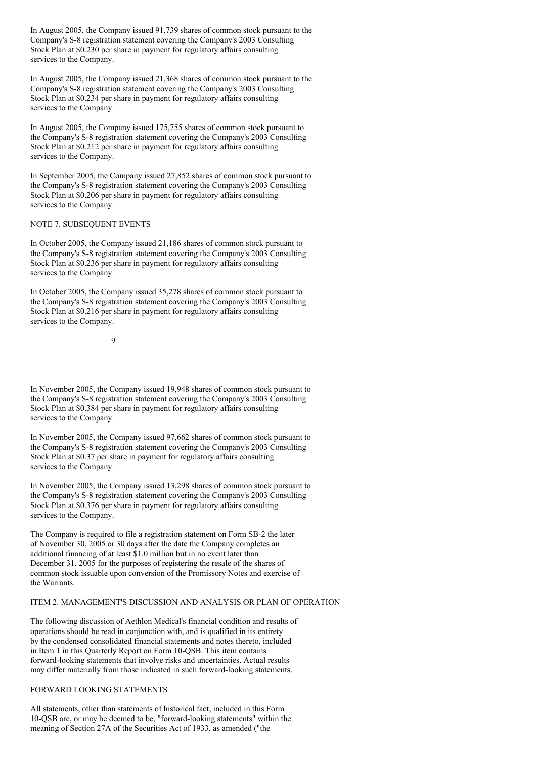In August 2005, the Company issued 91,739 shares of common stock pursuant to the Company's S-8 registration statement covering the Company's 2003 Consulting Stock Plan at $0.230 per share in payment for regulatory affairs consulting services to the Company.

In August 2005, the Company issued 21,368 shares of common stock pursuant to the Company's S-8 registration statement covering the Company's 2003 Consulting Stock Plan at $0.234 per share in payment for regulatory affairs consulting services to the Company.

In August 2005, the Company issued 175,755 shares of common stock pursuant to the Company's S-8 registration statement covering the Company's 2003 Consulting Stock Plan at $0.212 per share in payment for regulatory affairs consulting services to the Company.

In September 2005, the Company issued 27,852 shares of common stock pursuant to the Company's S-8 registration statement covering the Company's 2003 Consulting Stock Plan at $0.206 per share in payment for regulatory affairs consulting services to the Company.

## NOTE 7. SUBSEQUENT EVENTS

In October 2005, the Company issued 21,186 shares of common stock pursuant to the Company's S-8 registration statement covering the Company's 2003 Consulting Stock Plan at $0.236 per share in payment for regulatory affairs consulting services to the Company.

In October 2005, the Company issued 35,278 shares of common stock pursuant to the Company's S-8 registration statement covering the Company's 2003 Consulting Stock Plan at $0.216 per share in payment for regulatory affairs consulting services to the Company.

In November 2005, the Company issued 19,948 shares of common stock pursuant to the Company's S-8 registration statement covering the Company's 2003 Consulting Stock Plan at $0.384 per share in payment for regulatory affairs consulting services to the Company.

In November 2005, the Company issued 97,662 shares of common stock pursuant to the Company's S-8 registration statement covering the Company's 2003 Consulting Stock Plan at $0.37 per share in payment for regulatory affairs consulting services to the Company.

In November 2005, the Company issued 13,298 shares of common stock pursuant to the Company's S-8 registration statement covering the Company's 2003 Consulting Stock Plan at $0.376 per share in payment for regulatory affairs consulting services to the Company.

The Company is required to file a registration statement on Form SB-2 the later of November 30, 2005 or 30 days after the date the Company completes an additional financing of at least $1.0 million but in no event later than December 31, 2005 for the purposes of registering the resale of the shares of common stock issuable upon conversion of the Promissory Notes and exercise of the Warrants.

## ITEM 2. MANAGEMENT'S DISCUSSION AND ANALYSIS OR PLAN OF OPERATION

The following discussion of Aethlon Medical's financial condition and results of operations should be read in conjunction with, and is qualified in its entirety by the condensed consolidated financial statements and notes thereto, included in Item 1 in this Quarterly Report on Form 10-QSB. This item contains forward-looking statements that involve risks and uncertainties. Actual results may differ materially from those indicated in such forward-looking statements.

## FORWARD LOOKING STATEMENTS

All statements, other than statements of historical fact, included in this Form 10-QSB are, or may be deemed to be, "forward-looking statements" within the meaning of Section 27A of the Securities Act of 1933, as amended ("the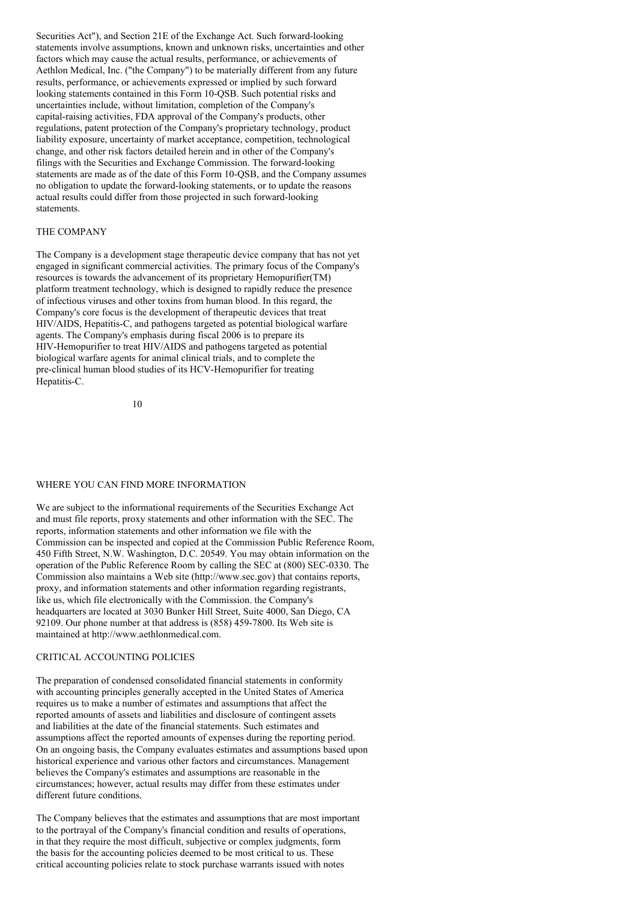Securities Act"), and Section 21E of the Exchange Act. Such forward-looking statements involve assumptions, known and unknown risks, uncertainties and other factors which may cause the actual results, performance, or achievements of Aethlon Medical, Inc. ("the Company") to be materially different from any future results, performance, or achievements expressed or implied by such forward looking statements contained in this Form 10-QSB. Such potential risks and uncertainties include, without limitation, completion of the Company's capital-raising activities, FDA approval of the Company's products, other regulations, patent protection of the Company's proprietary technology, product liability exposure, uncertainty of market acceptance, competition, technological change, and other risk factors detailed herein and in other of the Company's filings with the Securities and Exchange Commission. The forward-looking statements are made as of the date of this Form 10-QSB, and the Company assumes no obligation to update the forward-looking statements, or to update the reasons actual results could differ from those projected in such forward-looking statements.

## THE COMPANY

The Company is a development stage therapeutic device company that has not yet engaged in significant commercial activities. The primary focus of the Company's resources is towards the advancement of its proprietary Hemopurifier(TM) platform treatment technology, which is designed to rapidly reduce the presence of infectious viruses and other toxins from human blood. In this regard, the Company's core focus is the development of therapeutic devices that treat HIV/AIDS, Hepatitis-C, and pathogens targeted as potential biological warfare agents. The Company's emphasis during fiscal 2006 is to prepare its HIV-Hemopurifier to treat HIV/AIDS and pathogens targeted as potential biological warfare agents for animal clinical trials, and to complete the pre-clinical human blood studies of its HCV-Hemopurifier for treating Hepatitis-C.

## WHERE YOU CAN FIND MORE INFORMATION

We are subject to the informational requirements of the Securities Exchange Act and must file reports, proxy statements and other information with the SEC. The reports, information statements and other information we file with the Commission can be inspected and copied at the Commission Public Reference Room, 450 Fifth Street, N.W. Washington, D.C. 20549. You may obtain information on the operation of the Public Reference Room by calling the SEC at (800) SEC-0330. The Commission also maintains a Web site (http://www.sec.gov) that contains reports, proxy, and information statements and other information regarding registrants, like us, which file electronically with the Commission. the Company's headquarters are located at 3030 Bunker Hill Street, Suite 4000, San Diego, CA 92109. Our phone number at that address is (858) 459-7800. Its Web site is maintained at http://www.aethlonmedical.com.

## CRITICAL ACCOUNTING POLICIES

The preparation of condensed consolidated financial statements in conformity with accounting principles generally accepted in the United States of America requires us to make a number of estimates and assumptions that affect the reported amounts of assets and liabilities and disclosure of contingent assets and liabilities at the date of the financial statements. Such estimates and assumptions affect the reported amounts of expenses during the reporting period. On an ongoing basis, the Company evaluates estimates and assumptions based upon historical experience and various other factors and circumstances. Management believes the Company's estimates and assumptions are reasonable in the circumstances; however, actual results may differ from these estimates under different future conditions.

The Company believes that the estimates and assumptions that are most important to the portrayal of the Company's financial condition and results of operations, in that they require the most difficult, subjective or complex judgments, form the basis for the accounting policies deemed to be most critical to us. These critical accounting policies relate to stock purchase warrants issued with notes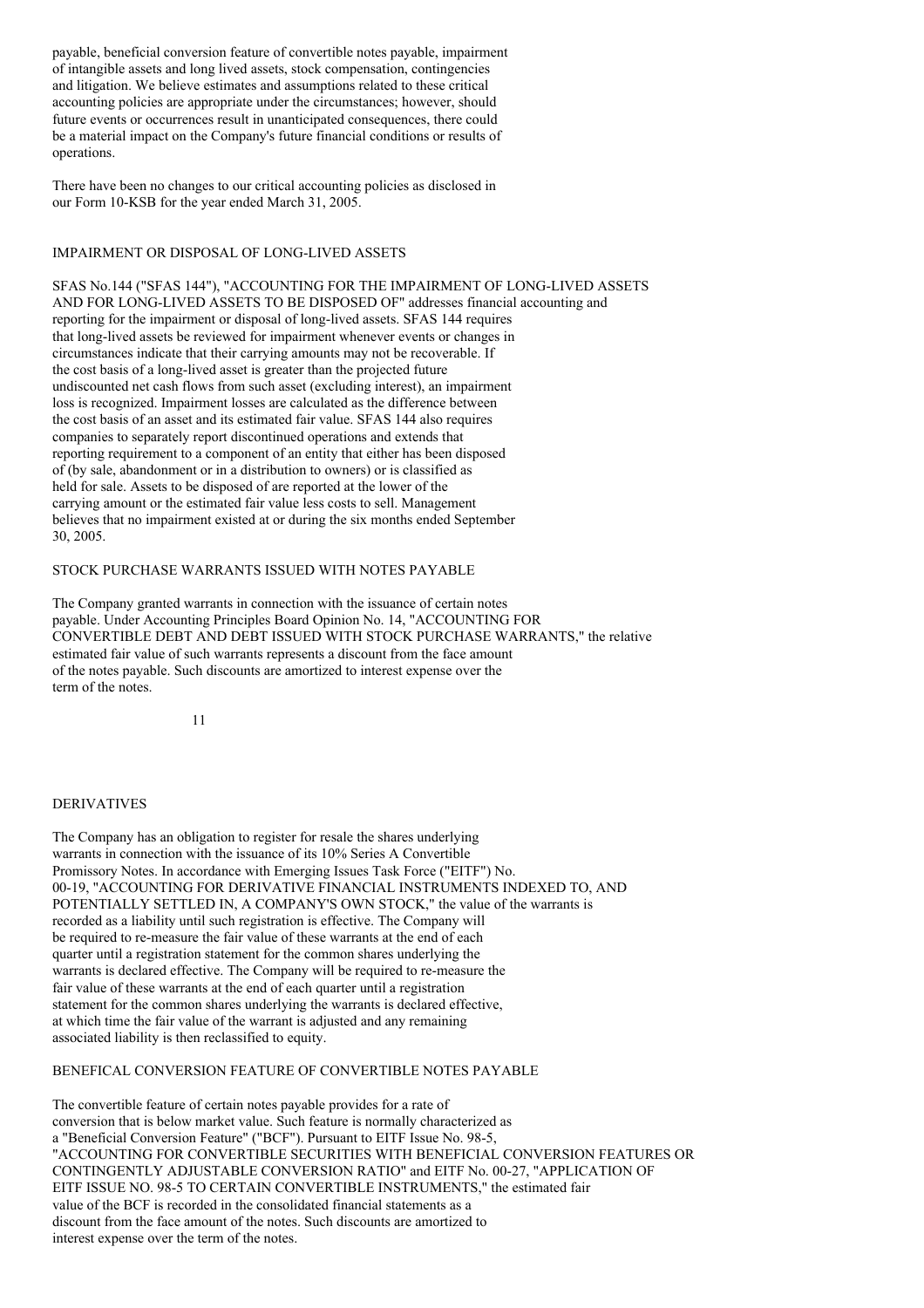payable, beneficial conversion feature of convertible notes payable, impairment of intangible assets and long lived assets, stock compensation, contingencies and litigation. We believe estimates and assumptions related to these critical accounting policies are appropriate under the circumstances; however, should future events or occurrences result in unanticipated consequences, there could be a material impact on the Company's future financial conditions or results of operations.

There have been no changes to our critical accounting policies as disclosed in our Form 10-KSB for the year ended March 31, 2005.

## IMPAIRMENT OR DISPOSAL OF LONG-LIVED ASSETS

SFAS No.144 ("SFAS 144"), "ACCOUNTING FOR THE IMPAIRMENT OF LONG-LIVED ASSETS AND FOR LONG-LIVED ASSETS TO BE DISPOSED OF" addresses financial accounting and reporting for the impairment or disposal of long-lived assets. SFAS 144 requires that long-lived assets be reviewed for impairment whenever events or changes in circumstances indicate that their carrying amounts may not be recoverable. If the cost basis of a long-lived asset is greater than the projected future undiscounted net cash flows from such asset (excluding interest), an impairment loss is recognized. Impairment losses are calculated as the difference between the cost basis of an asset and its estimated fair value. SFAS 144 also requires companies to separately report discontinued operations and extends that reporting requirement to a component of an entity that either has been disposed of (by sale, abandonment or in a distribution to owners) or is classified as held for sale. Assets to be disposed of are reported at the lower of the carrying amount or the estimated fair value less costs to sell. Management believes that no impairment existed at or during the six months ended September 30, 2005.

## STOCK PURCHASE WARRANTS ISSUED WITH NOTES PAYABLE

The Company granted warrants in connection with the issuance of certain notes payable. Under Accounting Principles Board Opinion No. 14, "ACCOUNTING FOR CONVERTIBLE DEBT AND DEBT ISSUED WITH STOCK PURCHASE WARRANTS," the relative estimated fair value of such warrants represents a discount from the face amount of the notes payable. Such discounts are amortized to interest expense over the term of the notes.

## DERIVATIVES

The Company has an obligation to register for resale the shares underlying warrants in connection with the issuance of its 10% Series A Convertible Promissory Notes. In accordance with Emerging Issues Task Force ("EITF") No. 00-19, "ACCOUNTING FOR DERIVATIVE FINANCIAL INSTRUMENTS INDEXED TO, AND POTENTIALLY SETTLED IN, A COMPANY'S OWN STOCK," the value of the warrants is recorded as a liability until such registration is effective. The Company will be required to re-measure the fair value of these warrants at the end of each quarter until a registration statement for the common shares underlying the warrants is declared effective. The Company will be required to re-measure the fair value of these warrants at the end of each quarter until a registration statement for the common shares underlying the warrants is declared effective, at which time the fair value of the warrant is adjusted and any remaining associated liability is then reclassified to equity.

## BENEFICAL CONVERSION FEATURE OF CONVERTIBLE NOTES PAYABLE

The convertible feature of certain notes payable provides for a rate of conversion that is below market value. Such feature is normally characterized as a "Beneficial Conversion Feature" ("BCF"). Pursuant to EITF Issue No. 98-5, "ACCOUNTING FOR CONVERTIBLE SECURITIES WITH BENEFICIAL CONVERSION FEATURES OR CONTINGENTLY ADJUSTABLE CONVERSION RATIO" and EITF No. 00-27, "APPLICATION OF EITF ISSUE NO. 98-5 TO CERTAIN CONVERTIBLE INSTRUMENTS," the estimated fair value of the BCF is recorded in the consolidated financial statements as a discount from the face amount of the notes. Such discounts are amortized to interest expense over the term of the notes.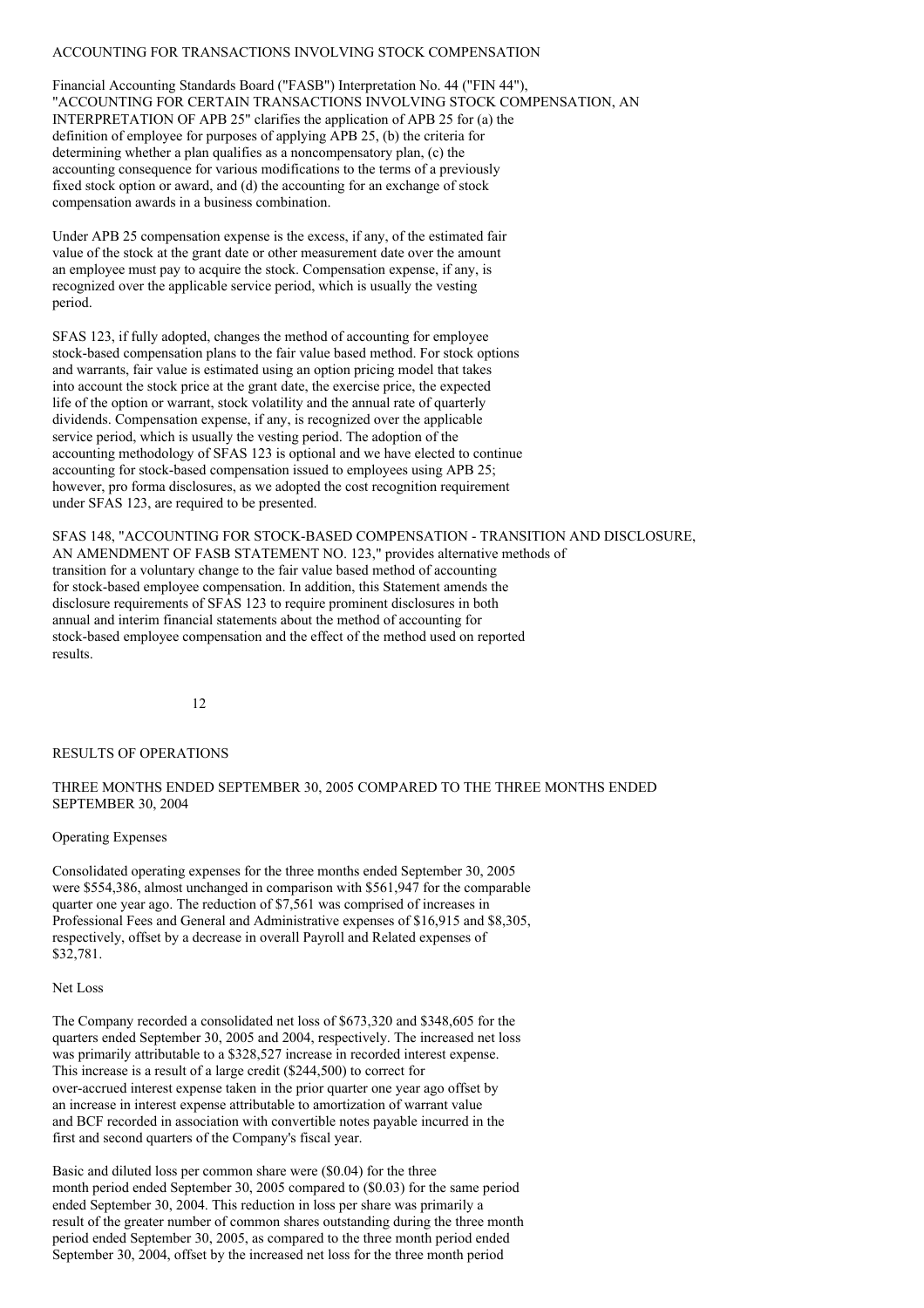ACCOUNTING FOR TRANSACTIONS INVOLVING STOCK COMPENSATION

Financial Accounting Standards Board ("FASB") Interpretation No. 44 ("FIN 44"), "ACCOUNTING FOR CERTAIN TRANSACTIONS INVOLVING STOCK COMPENSATION, AN INTERPRETATION OF APB 25" clarifies the application of APB 25 for (a) the definition of employee for purposes of applying APB 25, (b) the criteria for determining whether a plan qualifies as a noncompensatory plan, (c) the accounting consequence for various modifications to the terms of a previously fixed stock option or award, and (d) the accounting for an exchange of stock compensation awards in a business combination.

Under APB 25 compensation expense is the excess, if any, of the estimated fair value of the stock at the grant date or other measurement date over the amount an employee must pay to acquire the stock. Compensation expense, if any, is recognized over the applicable service period, which is usually the vesting period.

SFAS 123, if fully adopted, changes the method of accounting for employee stock-based compensation plans to the fair value based method. For stock options and warrants, fair value is estimated using an option pricing model that takes into account the stock price at the grant date, the exercise price, the expected life of the option or warrant, stock volatility and the annual rate of quarterly dividends. Compensation expense, if any, is recognized over the applicable service period, which is usually the vesting period. The adoption of the accounting methodology of SFAS 123 is optional and we have elected to continue accounting for stock-based compensation issued to employees using APB 25; however, pro forma disclosures, as we adopted the cost recognition requirement under SFAS 123, are required to be presented.

SFAS 148, "ACCOUNTING FOR STOCK-BASED COMPENSATION - TRANSITION AND DISCLOSURE, AN AMENDMENT OF FASB STATEMENT NO. 123," provides alternative methods of transition for a voluntary change to the fair value based method of accounting for stock-based employee compensation. In addition, this Statement amends the disclosure requirements of SFAS 123 to require prominent disclosures in both annual and interim financial statements about the method of accounting for stock-based employee compensation and the effect of the method used on reported results.

RESULTS OF OPERATIONS

THREE MONTHS ENDED SEPTEMBER 30, 2005 COMPARED TO THE THREE MONTHS ENDED SEPTEMBER 30, 2004

Operating Expenses

Consolidated operating expenses for the three months ended September 30, 2005 were $554,386, almost unchanged in comparison with $561,947 for the comparable quarter one year ago. The reduction of $7,561 was comprised of increases in Professional Fees and General and Administrative expenses of $16,915 and $8,305, respectively, offset by a decrease in overall Payroll and Related expenses of $32,781.

Net Loss

The Company recorded a consolidated net loss of $673,320 and $348,605 for the quarters ended September 30, 2005 and 2004, respectively. The increased net loss was primarily attributable to a $328,527 increase in recorded interest expense. This increase is a result of a large credit ($244,500) to correct for over-accrued interest expense taken in the prior quarter one year ago offset by an increase in interest expense attributable to amortization of warrant value and BCF recorded in association with convertible notes payable incurred in the first and second quarters of the Company's fiscal year.

Basic and diluted loss per common share were ($0.04) for the three month period ended September 30, 2005 compared to ($0.03) for the same period ended September 30, 2004. This reduction in loss per share was primarily a result of the greater number of common shares outstanding during the three month period ended September 30, 2005, as compared to the three month period ended September 30, 2004, offset by the increased net loss for the three month period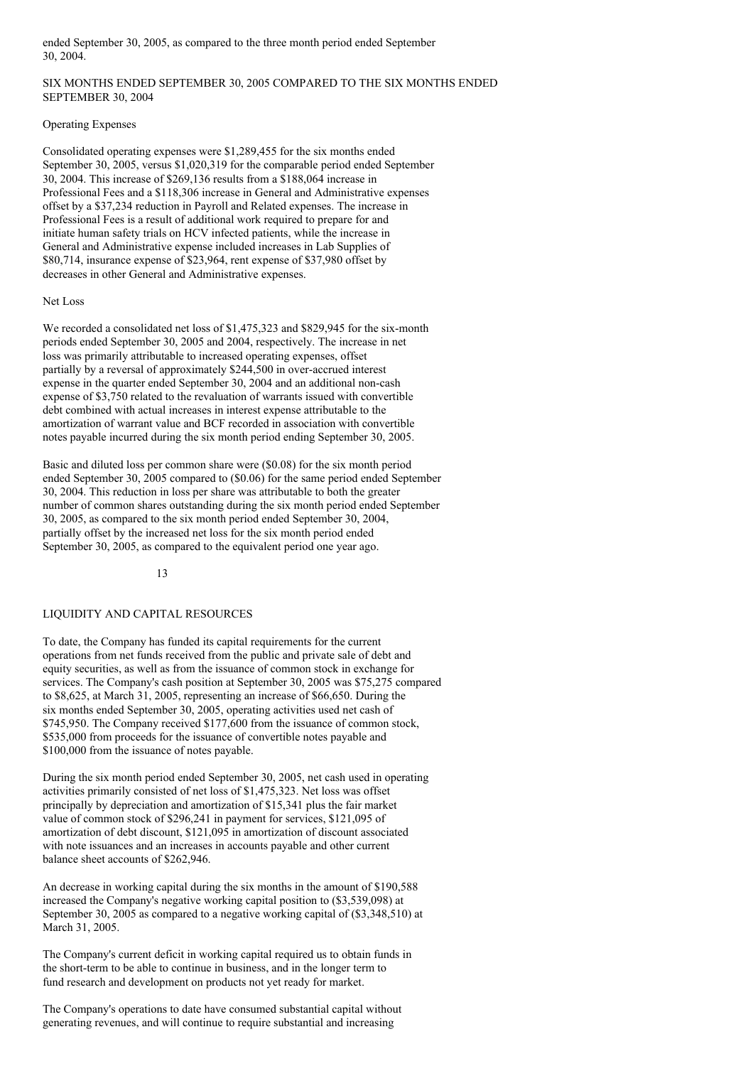ended September 30, 2005, as compared to the three month period ended September 30, 2004.

## SIX MONTHS ENDED SEPTEMBER 30, 2005 COMPARED TO THE SIX MONTHS ENDED SEPTEMBER 30, 2004

### Operating Expenses

Consolidated operating expenses were $1,289,455 for the six months ended September 30, 2005, versus $1,020,319 for the comparable period ended September 30, 2004. This increase of $269,136 results from a $188,064 increase in Professional Fees and a $118,306 increase in General and Administrative expenses offset by a $37,234 reduction in Payroll and Related expenses. The increase in Professional Fees is a result of additional work required to prepare for and initiate human safety trials on HCV infected patients, while the increase in General and Administrative expense included increases in Lab Supplies of $80,714, insurance expense of $23,964, rent expense of $37,980 offset by decreases in other General and Administrative expenses.

### Net Loss

We recorded a consolidated net loss of $1,475,323 and $829,945 for the six-month periods ended September 30, 2005 and 2004, respectively. The increase in net loss was primarily attributable to increased operating expenses, offset partially by a reversal of approximately $244,500 in over-accrued interest expense in the quarter ended September 30, 2004 and an additional non-cash expense of $3,750 related to the revaluation of warrants issued with convertible debt combined with actual increases in interest expense attributable to the amortization of warrant value and BCF recorded in association with convertible notes payable incurred during the six month period ending September 30, 2005.

Basic and diluted loss per common share were ($0.08) for the six month period ended September 30, 2005 compared to ($0.06) for the same period ended September 30, 2004. This reduction in loss per share was attributable to both the greater number of common shares outstanding during the six month period ended September 30, 2005, as compared to the six month period ended September 30, 2004, partially offset by the increased net loss for the six month period ended September 30, 2005, as compared to the equivalent period one year ago.

## LIQUIDITY AND CAPITAL RESOURCES

To date, the Company has funded its capital requirements for the current operations from net funds received from the public and private sale of debt and equity securities, as well as from the issuance of common stock in exchange for services. The Company's cash position at September 30, 2005 was $75,275 compared to $8,625, at March 31, 2005, representing an increase of $66,650. During the six months ended September 30, 2005, operating activities used net cash of $745,950. The Company received $177,600 from the issuance of common stock, $535,000 from proceeds for the issuance of convertible notes payable and $100,000 from the issuance of notes payable.

During the six month period ended September 30, 2005, net cash used in operating activities primarily consisted of net loss of $1,475,323. Net loss was offset principally by depreciation and amortization of $15,341 plus the fair market value of common stock of $296,241 in payment for services, $121,095 of amortization of debt discount, $121,095 in amortization of discount associated with note issuances and an increases in accounts payable and other current balance sheet accounts of $262,946.

An decrease in working capital during the six months in the amount of $190,588 increased the Company's negative working capital position to ($3,539,098) at September 30, 2005 as compared to a negative working capital of ($3,348,510) at March 31, 2005.

The Company's current deficit in working capital required us to obtain funds in the short-term to be able to continue in business, and in the longer term to fund research and development on products not yet ready for market.

The Company's operations to date have consumed substantial capital without generating revenues, and will continue to require substantial and increasing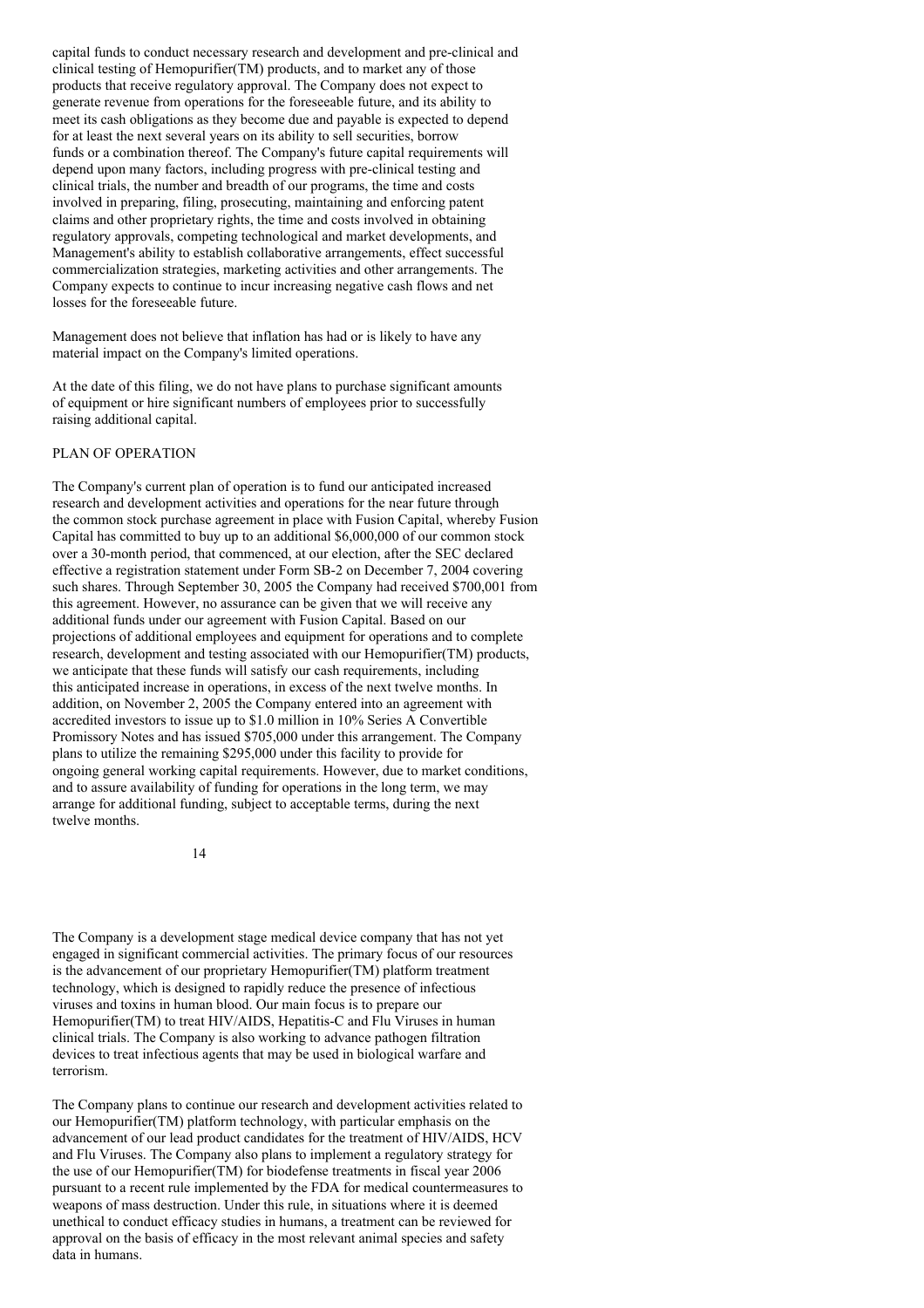capital funds to conduct necessary research and development and pre-clinical and clinical testing of Hemopurifier(TM) products, and to market any of those products that receive regulatory approval. The Company does not expect to generate revenue from operations for the foreseeable future, and its ability to meet its cash obligations as they become due and payable is expected to depend for at least the next several years on its ability to sell securities, borrow funds or a combination thereof. The Company's future capital requirements will depend upon many factors, including progress with pre-clinical testing and clinical trials, the number and breadth of our programs, the time and costs involved in preparing, filing, prosecuting, maintaining and enforcing patent claims and other proprietary rights, the time and costs involved in obtaining regulatory approvals, competing technological and market developments, and Management's ability to establish collaborative arrangements, effect successful commercialization strategies, marketing activities and other arrangements. The Company expects to continue to incur increasing negative cash flows and net losses for the foreseeable future.

Management does not believe that inflation has had or is likely to have any material impact on the Company's limited operations.

At the date of this filing, we do not have plans to purchase significant amounts of equipment or hire significant numbers of employees prior to successfully raising additional capital.

## PLAN OF OPERATION

The Company's current plan of operation is to fund our anticipated increased research and development activities and operations for the near future through the common stock purchase agreement in place with Fusion Capital, whereby Fusion Capital has committed to buy up to an additional $6,000,000 of our common stock over a 30-month period, that commenced, at our election, after the SEC declared effective a registration statement under Form SB-2 on December 7, 2004 covering such shares. Through September 30, 2005 the Company had received $700,001 from this agreement. However, no assurance can be given that we will receive any additional funds under our agreement with Fusion Capital. Based on our projections of additional employees and equipment for operations and to complete research, development and testing associated with our Hemopurifier(TM) products, we anticipate that these funds will satisfy our cash requirements, including this anticipated increase in operations, in excess of the next twelve months. In addition, on November 2, 2005 the Company entered into an agreement with accredited investors to issue up to $1.0 million in 10% Series A Convertible Promissory Notes and has issued $705,000 under this arrangement. The Company plans to utilize the remaining $295,000 under this facility to provide for ongoing general working capital requirements. However, due to market conditions, and to assure availability of funding for operations in the long term, we may arrange for additional funding, subject to acceptable terms, during the next twelve months.

The Company is a development stage medical device company that has not yet engaged in significant commercial activities. The primary focus of our resources is the advancement of our proprietary Hemopurifier(TM) platform treatment technology, which is designed to rapidly reduce the presence of infectious viruses and toxins in human blood. Our main focus is to prepare our Hemopurifier(TM) to treat HIV/AIDS, Hepatitis-C and Flu Viruses in human clinical trials. The Company is also working to advance pathogen filtration devices to treat infectious agents that may be used in biological warfare and terrorism.

The Company plans to continue our research and development activities related to our Hemopurifier(TM) platform technology, with particular emphasis on the advancement of our lead product candidates for the treatment of HIV/AIDS, HCV and Flu Viruses. The Company also plans to implement a regulatory strategy for the use of our Hemopurifier(TM) for biodefense treatments in fiscal year 2006 pursuant to a recent rule implemented by the FDA for medical countermeasures to weapons of mass destruction. Under this rule, in situations where it is deemed unethical to conduct efficacy studies in humans, a treatment can be reviewed for approval on the basis of efficacy in the most relevant animal species and safety data in humans.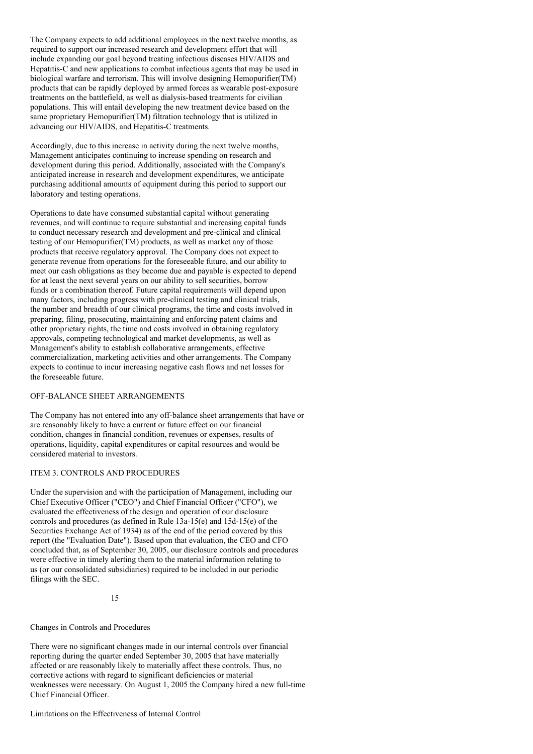The Company expects to add additional employees in the next twelve months, as required to support our increased research and development effort that will include expanding our goal beyond treating infectious diseases HIV/AIDS and Hepatitis-C and new applications to combat infectious agents that may be used in biological warfare and terrorism. This will involve designing Hemopurifier(TM) products that can be rapidly deployed by armed forces as wearable post-exposure treatments on the battlefield, as well as dialysis-based treatments for civilian populations. This will entail developing the new treatment device based on the same proprietary Hemopurifier(TM) filtration technology that is utilized in advancing our HIV/AIDS, and Hepatitis-C treatments.

Accordingly, due to this increase in activity during the next twelve months, Management anticipates continuing to increase spending on research and development during this period. Additionally, associated with the Company's anticipated increase in research and development expenditures, we anticipate purchasing additional amounts of equipment during this period to support our laboratory and testing operations.

Operations to date have consumed substantial capital without generating revenues, and will continue to require substantial and increasing capital funds to conduct necessary research and development and pre-clinical and clinical testing of our Hemopurifier(TM) products, as well as market any of those products that receive regulatory approval. The Company does not expect to generate revenue from operations for the foreseeable future, and our ability to meet our cash obligations as they become due and payable is expected to depend for at least the next several years on our ability to sell securities, borrow funds or a combination thereof. Future capital requirements will depend upon many factors, including progress with pre-clinical testing and clinical trials, the number and breadth of our clinical programs, the time and costs involved in preparing, filing, prosecuting, maintaining and enforcing patent claims and other proprietary rights, the time and costs involved in obtaining regulatory approvals, competing technological and market developments, as well as Management's ability to establish collaborative arrangements, effective commercialization, marketing activities and other arrangements. The Company expects to continue to incur increasing negative cash flows and net losses for the foreseeable future.

## OFF-BALANCE SHEET ARRANGEMENTS

The Company has not entered into any off-balance sheet arrangements that have or are reasonably likely to have a current or future effect on our financial condition, changes in financial condition, revenues or expenses, results of operations, liquidity, capital expenditures or capital resources and would be considered material to investors.

## ITEM 3. CONTROLS AND PROCEDURES

Under the supervision and with the participation of Management, including our Chief Executive Officer ("CEO") and Chief Financial Officer ("CFO"), we evaluated the effectiveness of the design and operation of our disclosure controls and procedures (as defined in Rule 13a-15(e) and 15d-15(e) of the Securities Exchange Act of 1934) as of the end of the period covered by this report (the "Evaluation Date"). Based upon that evaluation, the CEO and CFO concluded that, as of September 30, 2005, our disclosure controls and procedures were effective in timely alerting them to the material information relating to us (or our consolidated subsidiaries) required to be included in our periodic filings with the SEC.

### Changes in Controls and Procedures

There were no significant changes made in our internal controls over financial reporting during the quarter ended September 30, 2005 that have materially affected or are reasonably likely to materially affect these controls. Thus, no corrective actions with regard to significant deficiencies or material weaknesses were necessary. On August 1, 2005 the Company hired a new full-time Chief Financial Officer.

### Limitations on the Effectiveness of Internal Control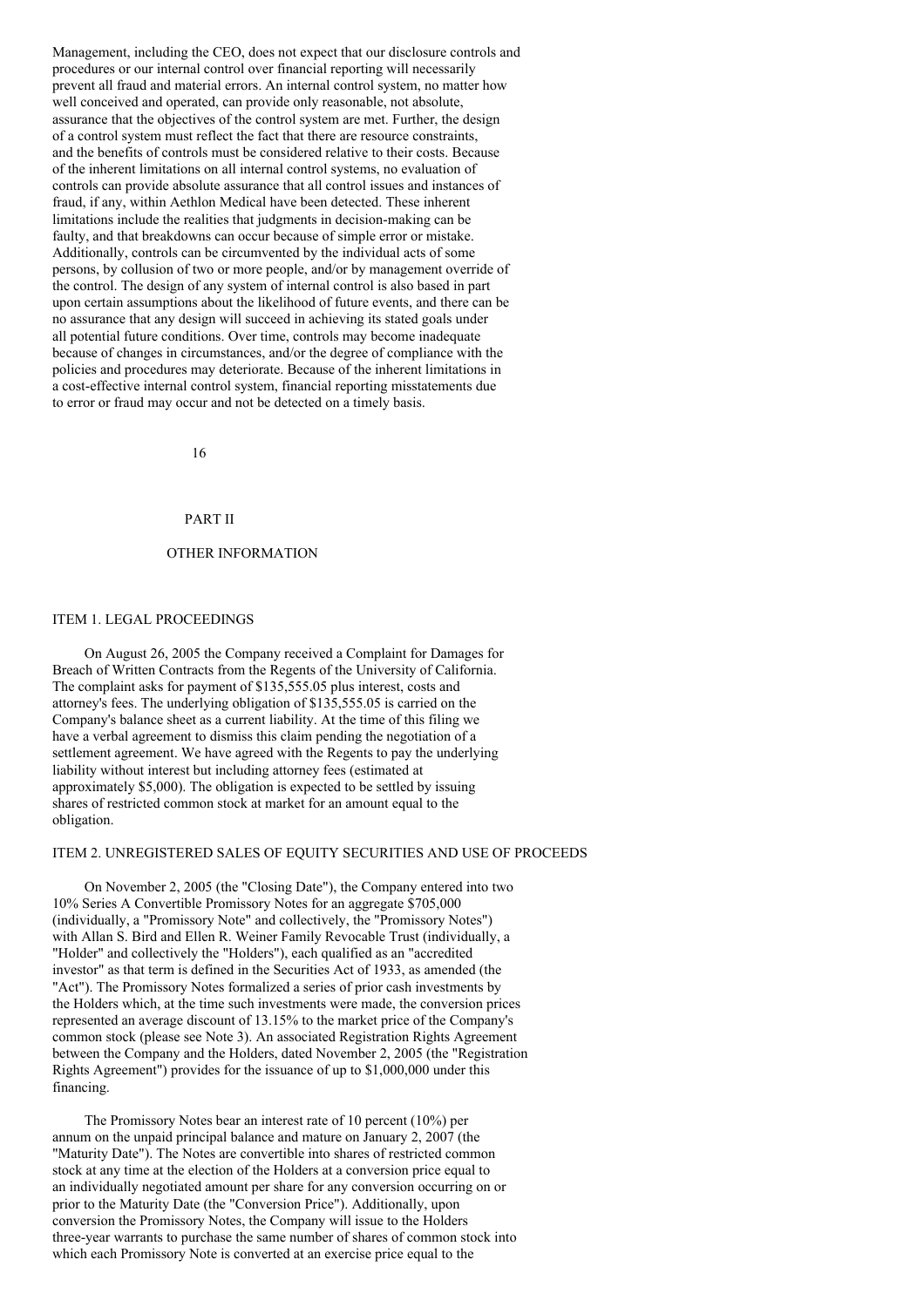Management, including the CEO, does not expect that our disclosure controls and procedures or our internal control over financial reporting will necessarily prevent all fraud and material errors. An internal control system, no matter how well conceived and operated, can provide only reasonable, not absolute, assurance that the objectives of the control system are met. Further, the design of a control system must reflect the fact that there are resource constraints, and the benefits of controls must be considered relative to their costs. Because of the inherent limitations on all internal control systems, no evaluation of controls can provide absolute assurance that all control issues and instances of fraud, if any, within Aethlon Medical have been detected. These inherent limitations include the realities that judgments in decision-making can be faulty, and that breakdowns can occur because of simple error or mistake. Additionally, controls can be circumvented by the individual acts of some persons, by collusion of two or more people, and/or by management override of the control. The design of any system of internal control is also based in part upon certain assumptions about the likelihood of future events, and there can be no assurance that any design will succeed in achieving its stated goals under all potential future conditions. Over time, controls may become inadequate because of changes in circumstances, and/or the degree of compliance with the policies and procedures may deteriorate. Because of the inherent limitations in a cost-effective internal control system, financial reporting misstatements due to error or fraud may occur and not be detected on a timely basis.

# PART II

# OTHER INFORMATION

## ITEM 1. LEGAL PROCEEDINGS

On August 26, 2005 the Company received a Complaint for Damages for Breach of Written Contracts from the Regents of the University of California. The complaint asks for payment of $135,555.05 plus interest, costs and attorney's fees. The underlying obligation of $135,555.05 is carried on the Company's balance sheet as a current liability. At the time of this filing we have a verbal agreement to dismiss this claim pending the negotiation of a settlement agreement. We have agreed with the Regents to pay the underlying liability without interest but including attorney fees (estimated at approximately $5,000). The obligation is expected to be settled by issuing shares of restricted common stock at market for an amount equal to the obligation.

## ITEM 2. UNREGISTERED SALES OF EQUITY SECURITIES AND USE OF PROCEEDS

On November 2, 2005 (the "Closing Date"), the Company entered into two 10% Series A Convertible Promissory Notes for an aggregate $705,000 (individually, a "Promissory Note" and collectively, the "Promissory Notes") with Allan S. Bird and Ellen R. Weiner Family Revocable Trust (individually, a "Holder" and collectively the "Holders"), each qualified as an "accredited investor" as that term is defined in the Securities Act of 1933, as amended (the "Act"). The Promissory Notes formalized a series of prior cash investments by the Holders which, at the time such investments were made, the conversion prices represented an average discount of 13.15% to the market price of the Company's common stock (please see Note 3). An associated Registration Rights Agreement between the Company and the Holders, dated November 2, 2005 (the "Registration Rights Agreement") provides for the issuance of up to $1,000,000 under this financing.

The Promissory Notes bear an interest rate of 10 percent (10%) per annum on the unpaid principal balance and mature on January 2, 2007 (the "Maturity Date"). The Notes are convertible into shares of restricted common stock at any time at the election of the Holders at a conversion price equal to an individually negotiated amount per share for any conversion occurring on or prior to the Maturity Date (the "Conversion Price"). Additionally, upon conversion the Promissory Notes, the Company will issue to the Holders three-year warrants to purchase the same number of shares of common stock into which each Promissory Note is converted at an exercise price equal to the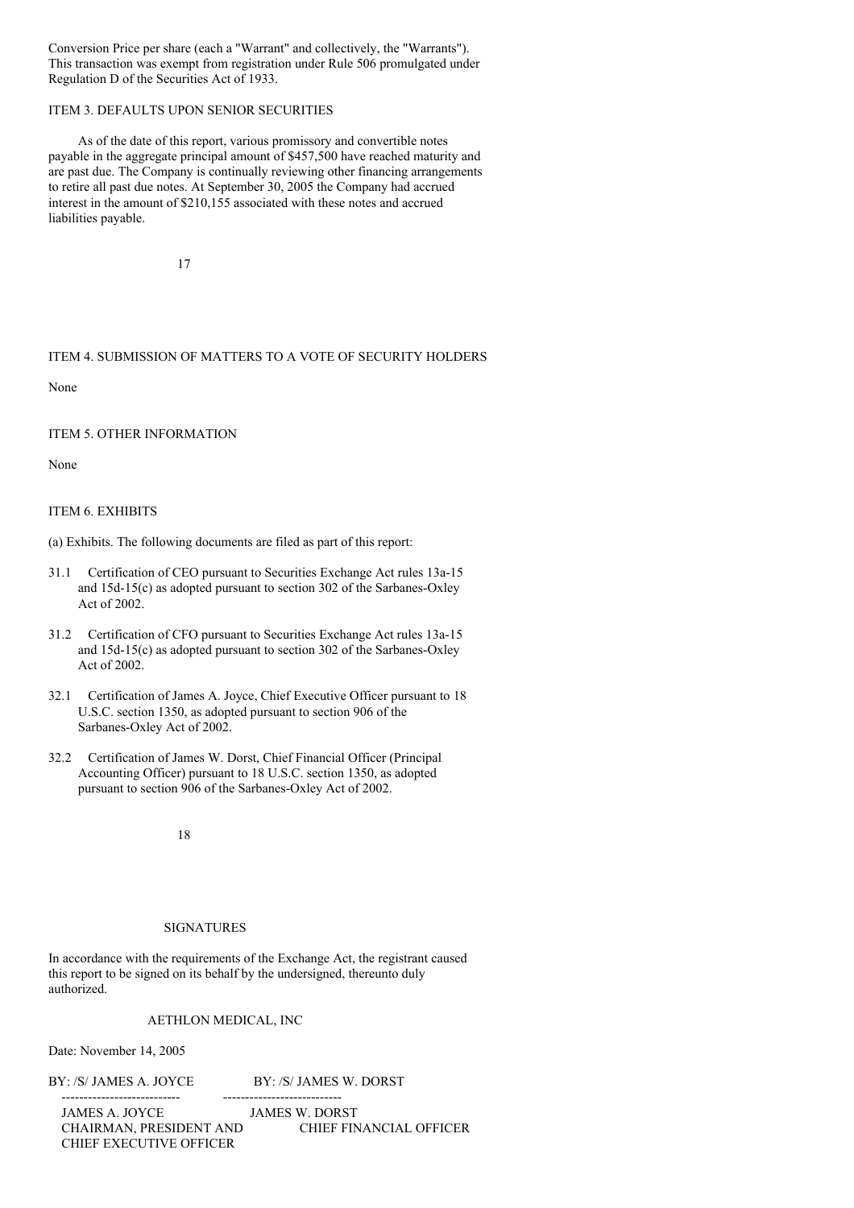Conversion Price per share (each a "Warrant" and collectively, the "Warrants"). This transaction was exempt from registration under Rule 506 promulgated under Regulation D of the Securities Act of 1933.

## ITEM 3. DEFAULTS UPON SENIOR SECURITIES

As of the date of this report, various promissory and convertible notes payable in the aggregate principal amount of $457,500 have reached maturity and are past due. The Company is continually reviewing other financing arrangements to retire all past due notes. At September 30, 2005 the Company had accrued interest in the amount of $210,155 associated with these notes and accrued liabilities payable.

## ITEM 4. SUBMISSION OF MATTERS TO A VOTE OF SECURITY HOLDERS

None

## ITEM 5. OTHER INFORMATION

None

## ITEM 6. EXHIBITS

(a) Exhibits. The following documents are filed as part of this report:

31.1 Certification of CEO pursuant to Securities Exchange Act rules 13a-15 and 15d-15(c) as adopted pursuant to section 302 of the Sarbanes-Oxley Act of 2002.

31.2 Certification of CFO pursuant to Securities Exchange Act rules 13a-15 and 15d-15(c) as adopted pursuant to section 302 of the Sarbanes-Oxley Act of 2002.

32.1 Certification of James A. Joyce, Chief Executive Officer pursuant to 18 U.S.C. section 1350, as adopted pursuant to section 906 of the Sarbanes-Oxley Act of 2002.

32.2 Certification of James W. Dorst, Chief Financial Officer (Principal Accounting Officer) pursuant to 18 U.S.C. section 1350, as adopted pursuant to section 906 of the Sarbanes-Oxley Act of 2002.

## SIGNATURES

In accordance with the requirements of the Exchange Act, the registrant caused this report to be signed on its behalf by the undersigned, thereunto duly authorized.

AETHLON MEDICAL, INC

Date: November 14, 2005

| BY: /S/ JAMES A. JOYCE | BY: /S/ JAMES W. DORST |
|---|---|
| JAMES A. JOYCE | JAMES W. DORST |
| CHAIRMAN, PRESIDENT AND CHIEF EXECUTIVE OFFICER | CHIEF FINANCIAL OFFICER |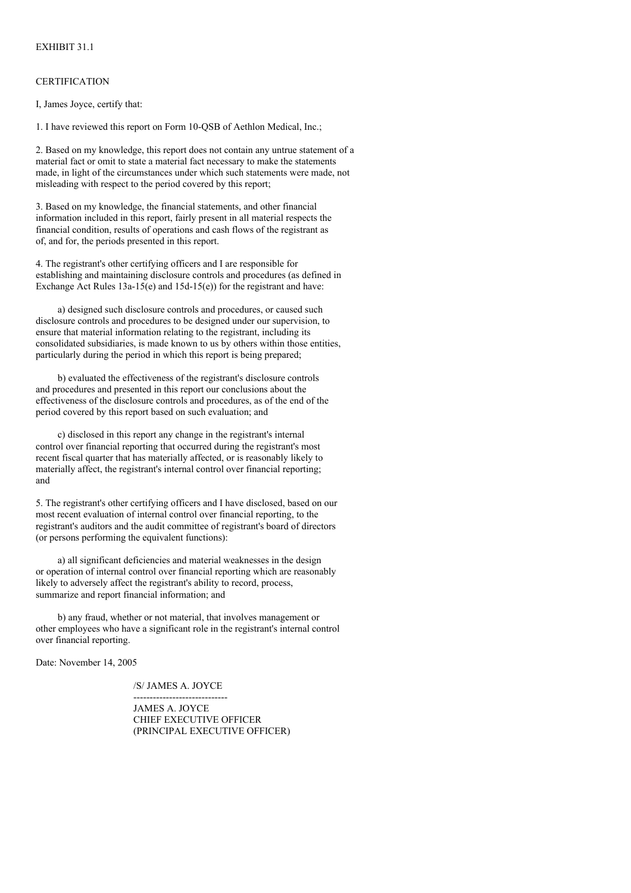EXHIBIT 31.1

CERTIFICATION

I, James Joyce, certify that:

1. I have reviewed this report on Form 10-QSB of Aethlon Medical, Inc.;

2. Based on my knowledge, this report does not contain any untrue statement of a material fact or omit to state a material fact necessary to make the statements made, in light of the circumstances under which such statements were made, not misleading with respect to the period covered by this report;

3. Based on my knowledge, the financial statements, and other financial information included in this report, fairly present in all material respects the financial condition, results of operations and cash flows of the registrant as of, and for, the periods presented in this report.

4. The registrant's other certifying officers and I are responsible for establishing and maintaining disclosure controls and procedures (as defined in Exchange Act Rules 13a-15(e) and 15d-15(e)) for the registrant and have:

a) designed such disclosure controls and procedures, or caused such disclosure controls and procedures to be designed under our supervision, to ensure that material information relating to the registrant, including its consolidated subsidiaries, is made known to us by others within those entities, particularly during the period in which this report is being prepared;

b) evaluated the effectiveness of the registrant's disclosure controls and procedures and presented in this report our conclusions about the effectiveness of the disclosure controls and procedures, as of the end of the period covered by this report based on such evaluation; and

c) disclosed in this report any change in the registrant's internal control over financial reporting that occurred during the registrant's most recent fiscal quarter that has materially affected, or is reasonably likely to materially affect, the registrant's internal control over financial reporting; and

5. The registrant's other certifying officers and I have disclosed, based on our most recent evaluation of internal control over financial reporting, to the registrant's auditors and the audit committee of registrant's board of directors (or persons performing the equivalent functions):

a) all significant deficiencies and material weaknesses in the design or operation of internal control over financial reporting which are reasonably likely to adversely affect the registrant's ability to record, process, summarize and report financial information; and

b) any fraud, whether or not material, that involves management or other employees who have a significant role in the registrant's internal control over financial reporting.

Date: November 14, 2005

/S/ JAMES A. JOYCE

-----------------------------

JAMES A. JOYCE
CHIEF EXECUTIVE OFFICER
(PRINCIPAL EXECUTIVE OFFICER)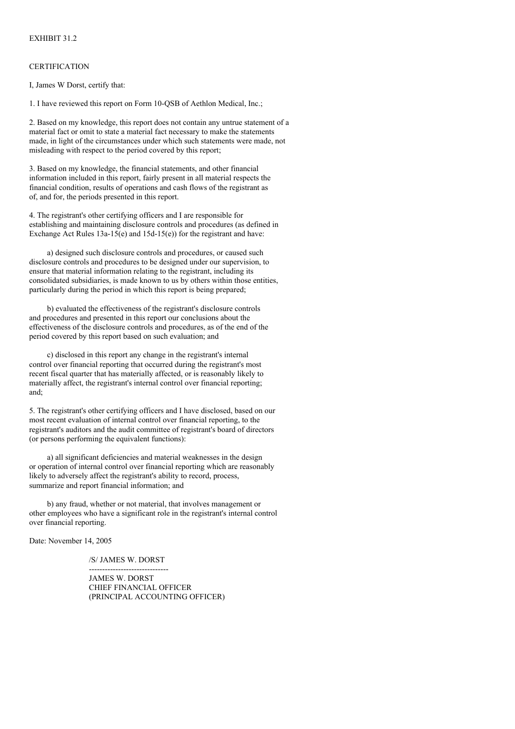EXHIBIT 31.2

CERTIFICATION

I, James W Dorst, certify that:

1. I have reviewed this report on Form 10-QSB of Aethlon Medical, Inc.;

2. Based on my knowledge, this report does not contain any untrue statement of a material fact or omit to state a material fact necessary to make the statements made, in light of the circumstances under which such statements were made, not misleading with respect to the period covered by this report;

3. Based on my knowledge, the financial statements, and other financial information included in this report, fairly present in all material respects the financial condition, results of operations and cash flows of the registrant as of, and for, the periods presented in this report.

4. The registrant's other certifying officers and I are responsible for establishing and maintaining disclosure controls and procedures (as defined in Exchange Act Rules 13a-15(e) and 15d-15(e)) for the registrant and have:

a) designed such disclosure controls and procedures, or caused such disclosure controls and procedures to be designed under our supervision, to ensure that material information relating to the registrant, including its consolidated subsidiaries, is made known to us by others within those entities, particularly during the period in which this report is being prepared;

b) evaluated the effectiveness of the registrant's disclosure controls and procedures and presented in this report our conclusions about the effectiveness of the disclosure controls and procedures, as of the end of the period covered by this report based on such evaluation; and

c) disclosed in this report any change in the registrant's internal control over financial reporting that occurred during the registrant's most recent fiscal quarter that has materially affected, or is reasonably likely to materially affect, the registrant's internal control over financial reporting; and;

5. The registrant's other certifying officers and I have disclosed, based on our most recent evaluation of internal control over financial reporting, to the registrant's auditors and the audit committee of registrant's board of directors (or persons performing the equivalent functions):

a) all significant deficiencies and material weaknesses in the design or operation of internal control over financial reporting which are reasonably likely to adversely affect the registrant's ability to record, process, summarize and report financial information; and

b) any fraud, whether or not material, that involves management or other employees who have a significant role in the registrant's internal control over financial reporting.

Date: November 14, 2005

/S/ JAMES W. DORST

------------------------------

JAMES W. DORST
CHIEF FINANCIAL OFFICER
(PRINCIPAL ACCOUNTING OFFICER)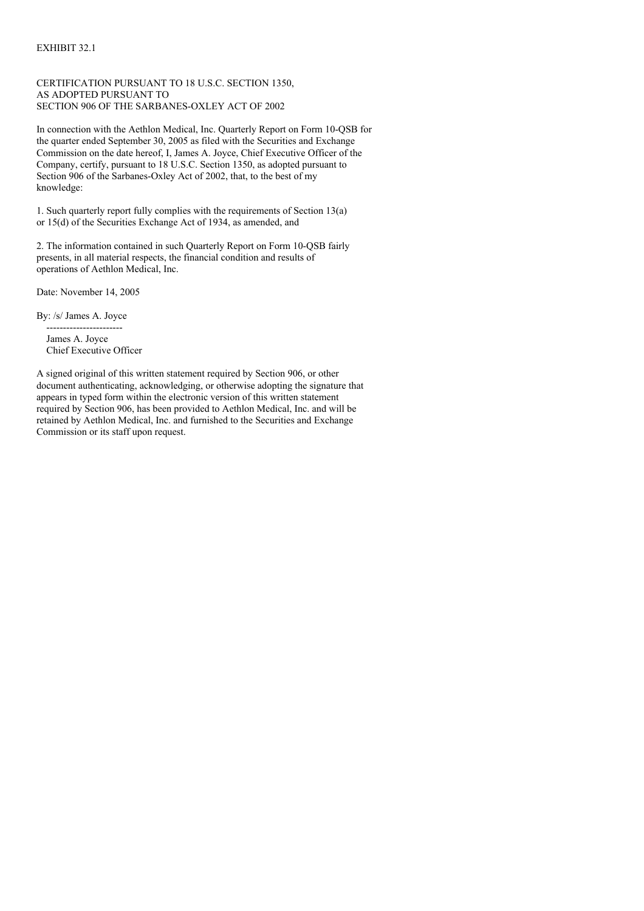EXHIBIT 32.1

CERTIFICATION PURSUANT TO 18 U.S.C. SECTION 1350,
AS ADOPTED PURSUANT TO
SECTION 906 OF THE SARBANES-OXLEY ACT OF 2002

In connection with the Aethlon Medical, Inc. Quarterly Report on Form 10-QSB for the quarter ended September 30, 2005 as filed with the Securities and Exchange Commission on the date hereof, I, James A. Joyce, Chief Executive Officer of the Company, certify, pursuant to 18 U.S.C. Section 1350, as adopted pursuant to Section 906 of the Sarbanes-Oxley Act of 2002, that, to the best of my knowledge:

1. Such quarterly report fully complies with the requirements of Section 13(a) or 15(d) of the Securities Exchange Act of 1934, as amended, and

2. The information contained in such Quarterly Report on Form 10-QSB fairly presents, in all material respects, the financial condition and results of operations of Aethlon Medical, Inc.

Date: November 14, 2005

By: /s/ James A. Joyce
-----------------------
James A. Joyce
Chief Executive Officer

A signed original of this written statement required by Section 906, or other document authenticating, acknowledging, or otherwise adopting the signature that appears in typed form within the electronic version of this written statement required by Section 906, has been provided to Aethlon Medical, Inc. and will be retained by Aethlon Medical, Inc. and furnished to the Securities and Exchange Commission or its staff upon request.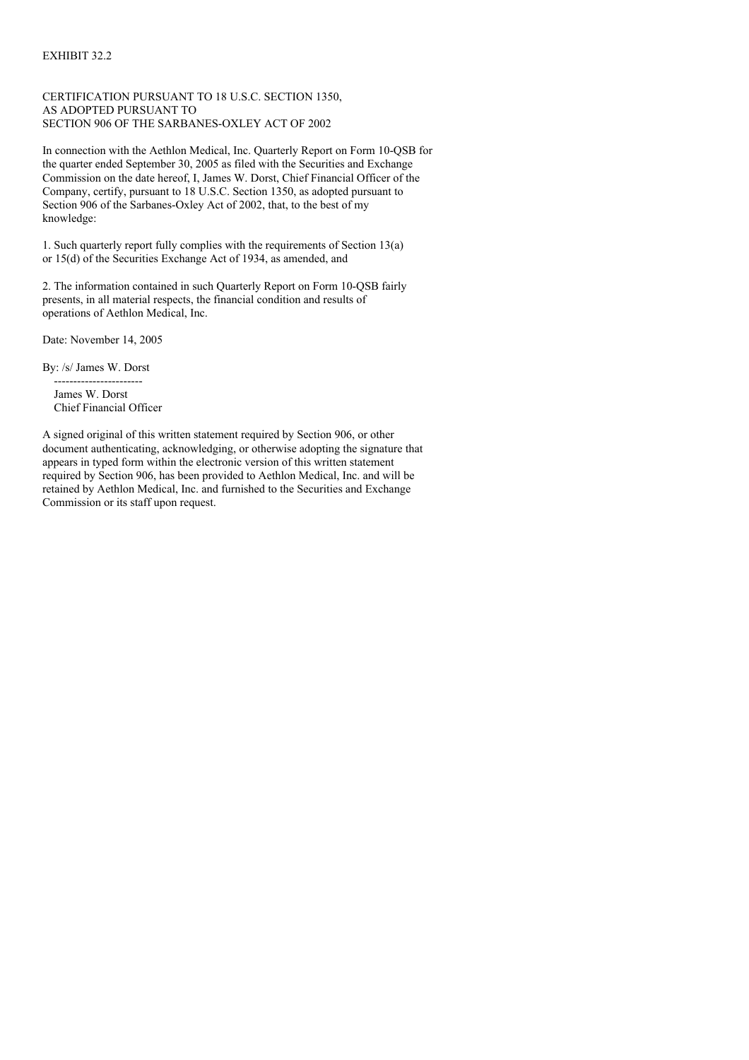EXHIBIT 32.2

CERTIFICATION PURSUANT TO 18 U.S.C. SECTION 1350,
AS ADOPTED PURSUANT TO
SECTION 906 OF THE SARBANES-OXLEY ACT OF 2002

In connection with the Aethlon Medical, Inc. Quarterly Report on Form 10-QSB for the quarter ended September 30, 2005 as filed with the Securities and Exchange Commission on the date hereof, I, James W. Dorst, Chief Financial Officer of the Company, certify, pursuant to 18 U.S.C. Section 1350, as adopted pursuant to Section 906 of the Sarbanes-Oxley Act of 2002, that, to the best of my knowledge:

1. Such quarterly report fully complies with the requirements of Section 13(a) or 15(d) of the Securities Exchange Act of 1934, as amended, and

2. The information contained in such Quarterly Report on Form 10-QSB fairly presents, in all material respects, the financial condition and results of operations of Aethlon Medical, Inc.

Date: November 14, 2005

By: /s/ James W. Dorst
-----------------------
James W. Dorst
Chief Financial Officer

A signed original of this written statement required by Section 906, or other document authenticating, acknowledging, or otherwise adopting the signature that appears in typed form within the electronic version of this written statement required by Section 906, has been provided to Aethlon Medical, Inc. and will be retained by Aethlon Medical, Inc. and furnished to the Securities and Exchange Commission or its staff upon request.